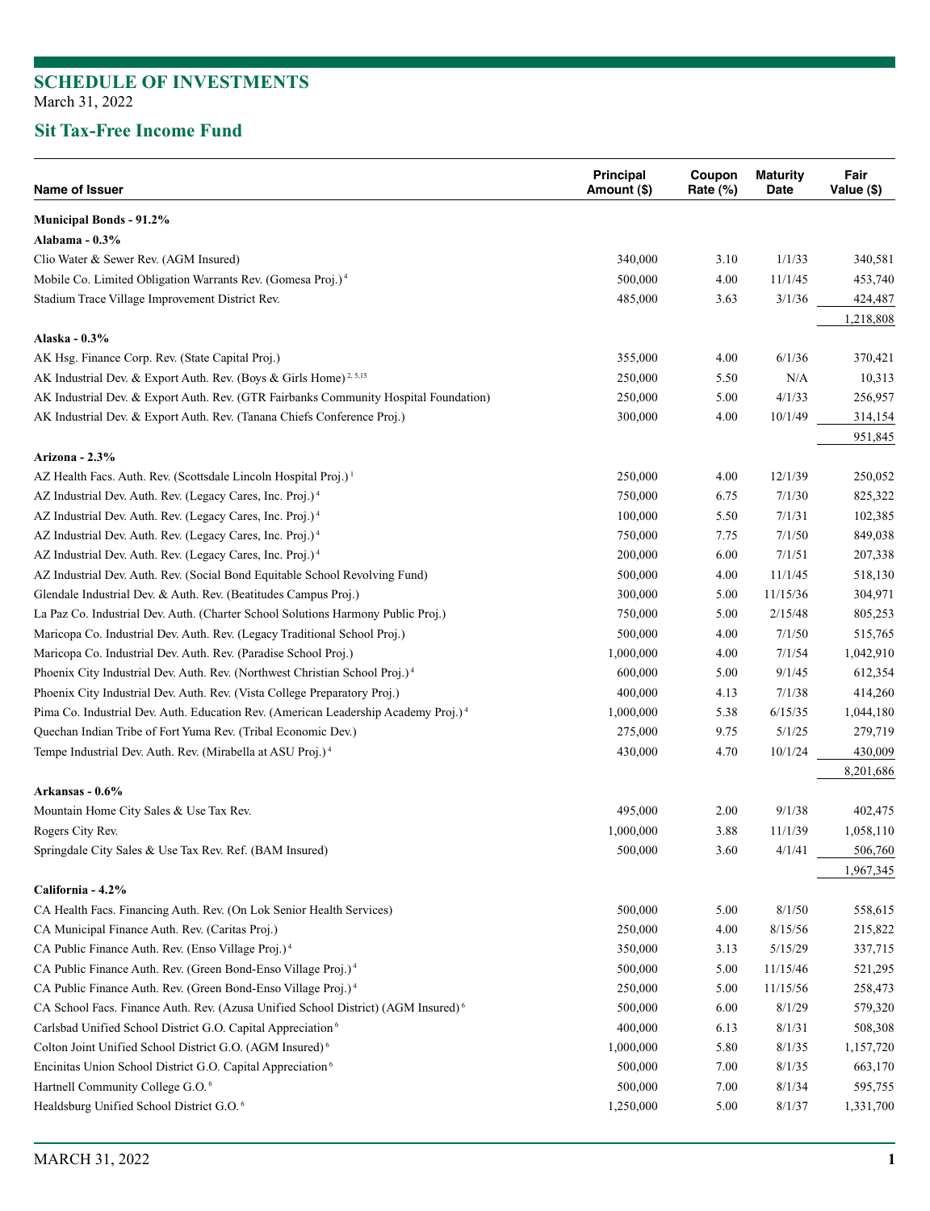# SCHEDULE OF INVESTMENTS

March 31, 2022

## Sit Tax-Free Income Fund

| Name of Issuer | Principal Amount ($) | Coupon Rate (%) | Maturity Date | Fair Value ($) |
|---|---|---|---|---|
| **Municipal Bonds - 91.2%** | | | | |
| **Alabama - 0.3%** | | | | |
| Clio Water & Sewer Rev. (AGM Insured) | 340,000 | 3.10 | 1/1/33 | 340,581 |
| Mobile Co. Limited Obligation Warrants Rev. (Gomesa Proj.) [4] | 500,000 | 4.00 | 11/1/45 | 453,740 |
| Stadium Trace Village Improvement District Rev. | 485,000 | 3.63 | 3/1/36 | 424,487 |
| | | | | 1,218,808 |
| **Alaska - 0.3%** | | | | |
| AK Hsg. Finance Corp. Rev. (State Capital Proj.) | 355,000 | 4.00 | 6/1/36 | 370,421 |
| AK Industrial Dev. & Export Auth. Rev. (Boys & Girls Home) [2, 5,15] | 250,000 | 5.50 | N/A | 10,313 |
| AK Industrial Dev. & Export Auth. Rev. (GTR Fairbanks Community Hospital Foundation) | 250,000 | 5.00 | 4/1/33 | 256,957 |
| AK Industrial Dev. & Export Auth. Rev. (Tanana Chiefs Conference Proj.) | 300,000 | 4.00 | 10/1/49 | 314,154 |
| | | | | 951,845 |
| **Arizona - 2.3%** | | | | |
| AZ Health Facs. Auth. Rev. (Scottsdale Lincoln Hospital Proj.) [1] | 250,000 | 4.00 | 12/1/39 | 250,052 |
| AZ Industrial Dev. Auth. Rev. (Legacy Cares, Inc. Proj.) [4] | 750,000 | 6.75 | 7/1/30 | 825,322 |
| AZ Industrial Dev. Auth. Rev. (Legacy Cares, Inc. Proj.) [4] | 100,000 | 5.50 | 7/1/31 | 102,385 |
| AZ Industrial Dev. Auth. Rev. (Legacy Cares, Inc. Proj.) [4] | 750,000 | 7.75 | 7/1/50 | 849,038 |
| AZ Industrial Dev. Auth. Rev. (Legacy Cares, Inc. Proj.) [4] | 200,000 | 6.00 | 7/1/51 | 207,338 |
| AZ Industrial Dev. Auth. Rev. (Social Bond Equitable School Revolving Fund) | 500,000 | 4.00 | 11/1/45 | 518,130 |
| Glendale Industrial Dev. & Auth. Rev. (Beatitudes Campus Proj.) | 300,000 | 5.00 | 11/15/36 | 304,971 |
| La Paz Co. Industrial Dev. Auth. (Charter School Solutions Harmony Public Proj.) | 750,000 | 5.00 | 2/15/48 | 805,253 |
| Maricopa Co. Industrial Dev. Auth. Rev. (Legacy Traditional School Proj.) | 500,000 | 4.00 | 7/1/50 | 515,765 |
| Maricopa Co. Industrial Dev. Auth. Rev. (Paradise School Proj.) | 1,000,000 | 4.00 | 7/1/54 | 1,042,910 |
| Phoenix City Industrial Dev. Auth. Rev. (Northwest Christian School Proj.) [4] | 600,000 | 5.00 | 9/1/45 | 612,354 |
| Phoenix City Industrial Dev. Auth. Rev. (Vista College Preparatory Proj.) | 400,000 | 4.13 | 7/1/38 | 414,260 |
| Pima Co. Industrial Dev. Auth. Education Rev. (American Leadership Academy Proj.) [4] | 1,000,000 | 5.38 | 6/15/35 | 1,044,180 |
| Quechan Indian Tribe of Fort Yuma Rev. (Tribal Economic Dev.) | 275,000 | 9.75 | 5/1/25 | 279,719 |
| Tempe Industrial Dev. Auth. Rev. (Mirabella at ASU Proj.) [4] | 430,000 | 4.70 | 10/1/24 | 430,009 |
| | | | | 8,201,686 |
| **Arkansas - 0.6%** | | | | |
| Mountain Home City Sales & Use Tax Rev. | 495,000 | 2.00 | 9/1/38 | 402,475 |
| Rogers City Rev. | 1,000,000 | 3.88 | 11/1/39 | 1,058,110 |
| Springdale City Sales & Use Tax Rev. Ref. (BAM Insured) | 500,000 | 3.60 | 4/1/41 | 506,760 |
| | | | | 1,967,345 |
| **California - 4.2%** | | | | |
| CA Health Facs. Financing Auth. Rev. (On Lok Senior Health Services) | 500,000 | 5.00 | 8/1/50 | 558,615 |
| CA Municipal Finance Auth. Rev. (Caritas Proj.) | 250,000 | 4.00 | 8/15/56 | 215,822 |
| CA Public Finance Auth. Rev. (Enso Village Proj.) [4] | 350,000 | 3.13 | 5/15/29 | 337,715 |
| CA Public Finance Auth. Rev. (Green Bond-Enso Village Proj.) [4] | 500,000 | 5.00 | 11/15/46 | 521,295 |
| CA Public Finance Auth. Rev. (Green Bond-Enso Village Proj.) [4] | 250,000 | 5.00 | 11/15/56 | 258,473 |
| CA School Facs. Finance Auth. Rev. (Azusa Unified School District) (AGM Insured) [6] | 500,000 | 6.00 | 8/1/29 | 579,320 |
| Carlsbad Unified School District G.O. Capital Appreciation [6] | 400,000 | 6.13 | 8/1/31 | 508,308 |
| Colton Joint Unified School District G.O. (AGM Insured) [6] | 1,000,000 | 5.80 | 8/1/35 | 1,157,720 |
| Encinitas Union School District G.O. Capital Appreciation [6] | 500,000 | 7.00 | 8/1/35 | 663,170 |
| Hartnell Community College G.O. [6] | 500,000 | 7.00 | 8/1/34 | 595,755 |
| Healdsburg Unified School District G.O. [6] | 1,250,000 | 5.00 | 8/1/37 | 1,331,700 |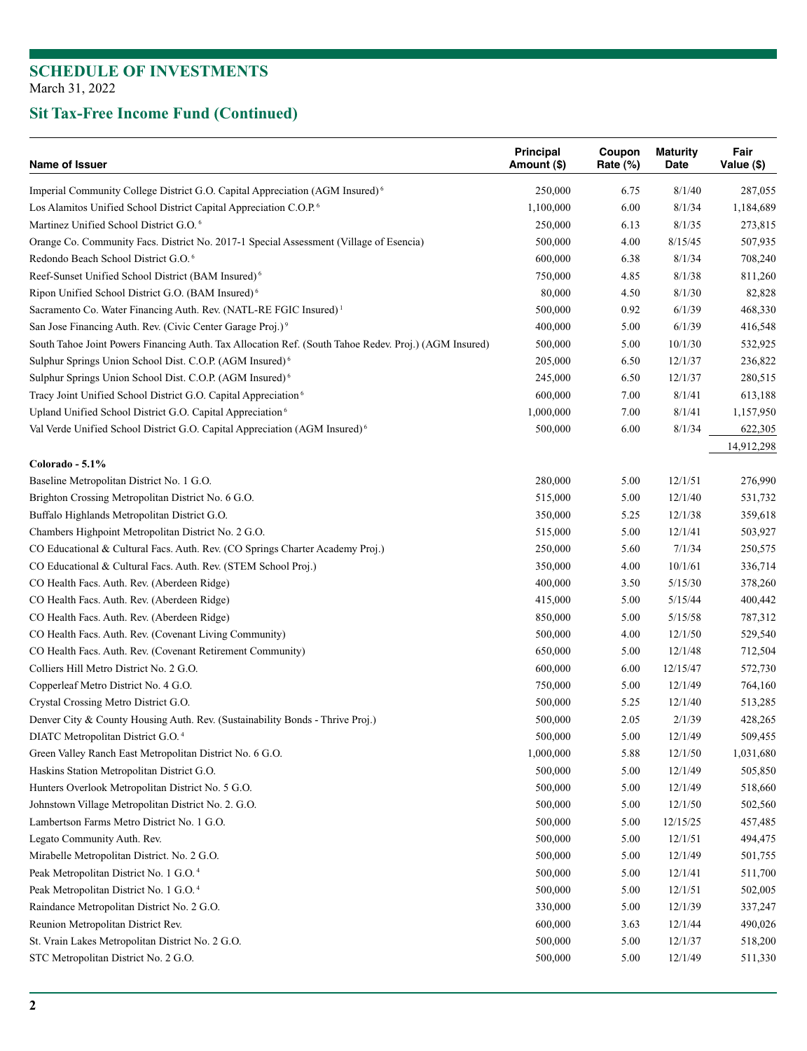## SCHEDULE OF INVESTMENTS
March 31, 2022

## Sit Tax-Free Income Fund (Continued)

| Name of Issuer | Principal Amount ($) | Coupon Rate (%) | Maturity Date | Fair Value ($) |
|---|---|---|---|---|
| Imperial Community College District G.O. Capital Appreciation (AGM Insured) [6] | 250,000 | 6.75 | 8/1/40 | 287,055 |
| Los Alamitos Unified School District Capital Appreciation C.O.P. [6] | 1,100,000 | 6.00 | 8/1/34 | 1,184,689 |
| Martinez Unified School District G.O. [6] | 250,000 | 6.13 | 8/1/35 | 273,815 |
| Orange Co. Community Facs. District No. 2017-1 Special Assessment (Village of Esencia) | 500,000 | 4.00 | 8/15/45 | 507,935 |
| Redondo Beach School District G.O. [6] | 600,000 | 6.38 | 8/1/34 | 708,240 |
| Reef-Sunset Unified School District (BAM Insured) [6] | 750,000 | 4.85 | 8/1/38 | 811,260 |
| Ripon Unified School District G.O. (BAM Insured) [6] | 80,000 | 4.50 | 8/1/30 | 82,828 |
| Sacramento Co. Water Financing Auth. Rev. (NATL-RE FGIC Insured) [1] | 500,000 | 0.92 | 6/1/39 | 468,330 |
| San Jose Financing Auth. Rev. (Civic Center Garage Proj.) [9] | 400,000 | 5.00 | 6/1/39 | 416,548 |
| South Tahoe Joint Powers Financing Auth. Tax Allocation Ref. (South Tahoe Redev. Proj.) (AGM Insured) | 500,000 | 5.00 | 10/1/30 | 532,925 |
| Sulphur Springs Union School Dist. C.O.P. (AGM Insured) [6] | 205,000 | 6.50 | 12/1/37 | 236,822 |
| Sulphur Springs Union School Dist. C.O.P. (AGM Insured) [6] | 245,000 | 6.50 | 12/1/37 | 280,515 |
| Tracy Joint Unified School District G.O. Capital Appreciation [6] | 600,000 | 7.00 | 8/1/41 | 613,188 |
| Upland Unified School District G.O. Capital Appreciation [6] | 1,000,000 | 7.00 | 8/1/41 | 1,157,950 |
| Val Verde Unified School District G.O. Capital Appreciation (AGM Insured) [6] | 500,000 | 6.00 | 8/1/34 | 622,305 |
| | | | | 14,912,298 |
| **Colorado - 5.1%** | | | | |
| Baseline Metropolitan District No. 1 G.O. | 280,000 | 5.00 | 12/1/51 | 276,990 |
| Brighton Crossing Metropolitan District No. 6 G.O. | 515,000 | 5.00 | 12/1/40 | 531,732 |
| Buffalo Highlands Metropolitan District G.O. | 350,000 | 5.25 | 12/1/38 | 359,618 |
| Chambers Highpoint Metropolitan District No. 2 G.O. | 515,000 | 5.00 | 12/1/41 | 503,927 |
| CO Educational & Cultural Facs. Auth. Rev. (CO Springs Charter Academy Proj.) | 250,000 | 5.60 | 7/1/34 | 250,575 |
| CO Educational & Cultural Facs. Auth. Rev. (STEM School Proj.) | 350,000 | 4.00 | 10/1/61 | 336,714 |
| CO Health Facs. Auth. Rev. (Aberdeen Ridge) | 400,000 | 3.50 | 5/15/30 | 378,260 |
| CO Health Facs. Auth. Rev. (Aberdeen Ridge) | 415,000 | 5.00 | 5/15/44 | 400,442 |
| CO Health Facs. Auth. Rev. (Aberdeen Ridge) | 850,000 | 5.00 | 5/15/58 | 787,312 |
| CO Health Facs. Auth. Rev. (Covenant Living Community) | 500,000 | 4.00 | 12/1/50 | 529,540 |
| CO Health Facs. Auth. Rev. (Covenant Retirement Community) | 650,000 | 5.00 | 12/1/48 | 712,504 |
| Colliers Hill Metro District No. 2 G.O. | 600,000 | 6.00 | 12/15/47 | 572,730 |
| Copperleaf Metro District No. 4 G.O. | 750,000 | 5.00 | 12/1/49 | 764,160 |
| Crystal Crossing Metro District G.O. | 500,000 | 5.25 | 12/1/40 | 513,285 |
| Denver City & County Housing Auth. Rev. (Sustainability Bonds - Thrive Proj.) | 500,000 | 2.05 | 2/1/39 | 428,265 |
| DIATC Metropolitan District G.O. [4] | 500,000 | 5.00 | 12/1/49 | 509,455 |
| Green Valley Ranch East Metropolitan District No. 6 G.O. | 1,000,000 | 5.88 | 12/1/50 | 1,031,680 |
| Haskins Station Metropolitan District G.O. | 500,000 | 5.00 | 12/1/49 | 505,850 |
| Hunters Overlook Metropolitan District No. 5 G.O. | 500,000 | 5.00 | 12/1/49 | 518,660 |
| Johnstown Village Metropolitan District No. 2. G.O. | 500,000 | 5.00 | 12/1/50 | 502,560 |
| Lambertson Farms Metro District No. 1 G.O. | 500,000 | 5.00 | 12/15/25 | 457,485 |
| Legato Community Auth. Rev. | 500,000 | 5.00 | 12/1/51 | 494,475 |
| Mirabelle Metropolitan District. No. 2 G.O. | 500,000 | 5.00 | 12/1/49 | 501,755 |
| Peak Metropolitan District No. 1 G.O. [4] | 500,000 | 5.00 | 12/1/41 | 511,700 |
| Peak Metropolitan District No. 1 G.O. [4] | 500,000 | 5.00 | 12/1/51 | 502,005 |
| Raindance Metropolitan District No. 2 G.O. | 330,000 | 5.00 | 12/1/39 | 337,247 |
| Reunion Metropolitan District Rev. | 600,000 | 3.63 | 12/1/44 | 490,026 |
| St. Vrain Lakes Metropolitan District No. 2 G.O. | 500,000 | 5.00 | 12/1/37 | 518,200 |
| STC Metropolitan District No. 2 G.O. | 500,000 | 5.00 | 12/1/49 | 511,330 |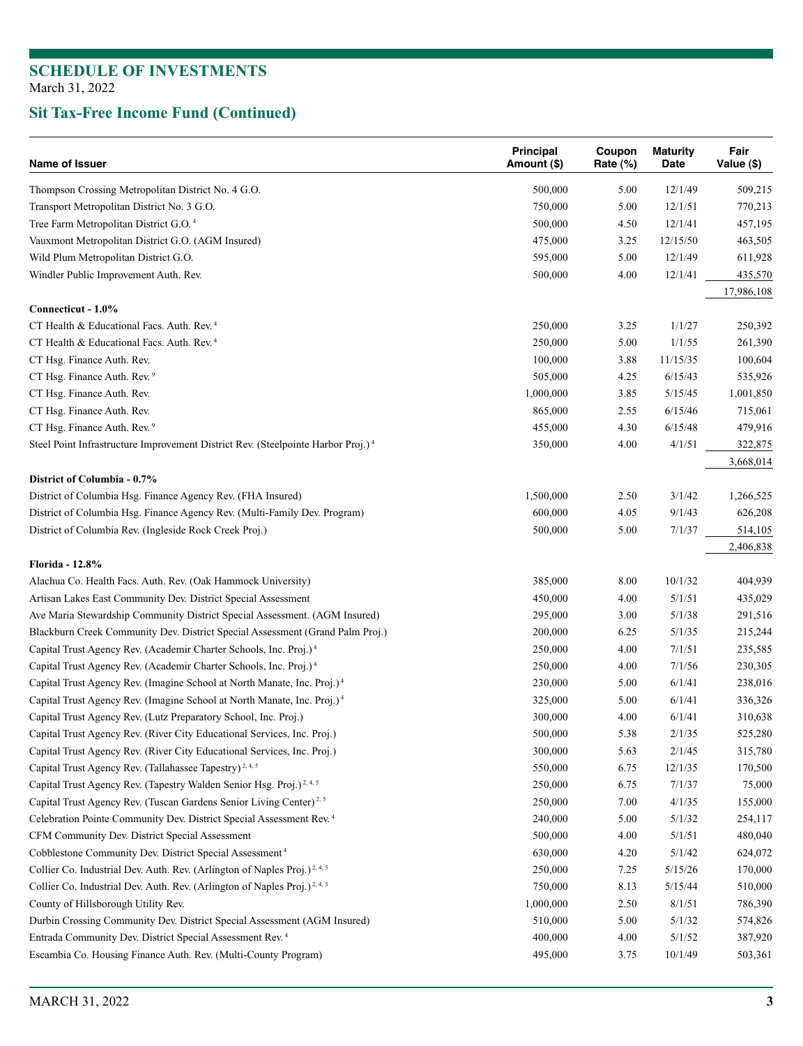## SCHEDULE OF INVESTMENTS
March 31, 2022

## Sit Tax-Free Income Fund (Continued)

| Name of Issuer | Principal Amount ($) | Coupon Rate (%) | Maturity Date | Fair Value ($) |
|---|---|---|---|---|
| Thompson Crossing Metropolitan District No. 4 G.O. | 500,000 | 5.00 | 12/1/49 | 509,215 |
| Transport Metropolitan District No. 3 G.O. | 750,000 | 5.00 | 12/1/51 | 770,213 |
| Tree Farm Metropolitan District G.O. [4] | 500,000 | 4.50 | 12/1/41 | 457,195 |
| Vauxmont Metropolitan District G.O. (AGM Insured) | 475,000 | 3.25 | 12/15/50 | 463,505 |
| Wild Plum Metropolitan District G.O. | 595,000 | 5.00 | 12/1/49 | 611,928 |
| Windler Public Improvement Auth. Rev. | 500,000 | 4.00 | 12/1/41 | 435,570 |
| | | | | 17,986,108 |
| **Connecticut - 1.0%** | | | | |
| CT Health & Educational Facs. Auth. Rev. [4] | 250,000 | 3.25 | 1/1/27 | 250,392 |
| CT Health & Educational Facs. Auth. Rev. [4] | 250,000 | 5.00 | 1/1/55 | 261,390 |
| CT Hsg. Finance Auth. Rev. | 100,000 | 3.88 | 11/15/35 | 100,604 |
| CT Hsg. Finance Auth. Rev. [9] | 505,000 | 4.25 | 6/15/43 | 535,926 |
| CT Hsg. Finance Auth. Rev. | 1,000,000 | 3.85 | 5/15/45 | 1,001,850 |
| CT Hsg. Finance Auth. Rev. | 865,000 | 2.55 | 6/15/46 | 715,061 |
| CT Hsg. Finance Auth. Rev. [9] | 455,000 | 4.30 | 6/15/48 | 479,916 |
| Steel Point Infrastructure Improvement District Rev. (Steelpointe Harbor Proj.) [4] | 350,000 | 4.00 | 4/1/51 | 322,875 |
| | | | | 3,668,014 |
| **District of Columbia - 0.7%** | | | | |
| District of Columbia Hsg. Finance Agency Rev. (FHA Insured) | 1,500,000 | 2.50 | 3/1/42 | 1,266,525 |
| District of Columbia Hsg. Finance Agency Rev. (Multi-Family Dev. Program) | 600,000 | 4.05 | 9/1/43 | 626,208 |
| District of Columbia Rev. (Ingleside Rock Creek Proj.) | 500,000 | 5.00 | 7/1/37 | 514,105 |
| | | | | 2,406,838 |
| **Florida - 12.8%** | | | | |
| Alachua Co. Health Facs. Auth. Rev. (Oak Hammock University) | 385,000 | 8.00 | 10/1/32 | 404,939 |
| Artisan Lakes East Community Dev. District Special Assessment | 450,000 | 4.00 | 5/1/51 | 435,029 |
| Ave Maria Stewardship Community District Special Assessment. (AGM Insured) | 295,000 | 3.00 | 5/1/38 | 291,516 |
| Blackburn Creek Community Dev. District Special Assessment (Grand Palm Proj.) | 200,000 | 6.25 | 5/1/35 | 215,244 |
| Capital Trust Agency Rev. (Academir Charter Schools, Inc. Proj.) [4] | 250,000 | 4.00 | 7/1/51 | 235,585 |
| Capital Trust Agency Rev. (Academir Charter Schools, Inc. Proj.) [4] | 250,000 | 4.00 | 7/1/56 | 230,305 |
| Capital Trust Agency Rev. (Imagine School at North Manate, Inc. Proj.) [4] | 230,000 | 5.00 | 6/1/41 | 238,016 |
| Capital Trust Agency Rev. (Imagine School at North Manate, Inc. Proj.) [4] | 325,000 | 5.00 | 6/1/41 | 336,326 |
| Capital Trust Agency Rev. (Lutz Preparatory School, Inc. Proj.) | 300,000 | 4.00 | 6/1/41 | 310,638 |
| Capital Trust Agency Rev. (River City Educational Services, Inc. Proj.) | 500,000 | 5.38 | 2/1/35 | 525,280 |
| Capital Trust Agency Rev. (River City Educational Services, Inc. Proj.) | 300,000 | 5.63 | 2/1/45 | 315,780 |
| Capital Trust Agency Rev. (Tallahassee Tapestry) [2, 4, 5] | 550,000 | 6.75 | 12/1/35 | 170,500 |
| Capital Trust Agency Rev. (Tapestry Walden Senior Hsg. Proj.) [2, 4, 5] | 250,000 | 6.75 | 7/1/37 | 75,000 |
| Capital Trust Agency Rev. (Tuscan Gardens Senior Living Center) [2, 5] | 250,000 | 7.00 | 4/1/35 | 155,000 |
| Celebration Pointe Community Dev. District Special Assessment Rev. [4] | 240,000 | 5.00 | 5/1/32 | 254,117 |
| CFM Community Dev. District Special Assessment | 500,000 | 4.00 | 5/1/51 | 480,040 |
| Cobblestone Community Dev. District Special Assessment [4] | 630,000 | 4.20 | 5/1/42 | 624,072 |
| Collier Co. Industrial Dev. Auth. Rev. (Arlington of Naples Proj.) [2, 4, 5] | 250,000 | 7.25 | 5/15/26 | 170,000 |
| Collier Co. Industrial Dev. Auth. Rev. (Arlington of Naples Proj.) [2, 4, 5] | 750,000 | 8.13 | 5/15/44 | 510,000 |
| County of Hillsborough Utility Rev. | 1,000,000 | 2.50 | 8/1/51 | 786,390 |
| Durbin Crossing Community Dev. District Special Assessment (AGM Insured) | 510,000 | 5.00 | 5/1/32 | 574,826 |
| Entrada Community Dev. District Special Assessment Rev. [4] | 400,000 | 4.00 | 5/1/52 | 387,920 |
| Escambia Co. Housing Finance Auth. Rev. (Multi-County Program) | 495,000 | 3.75 | 10/1/49 | 503,361 |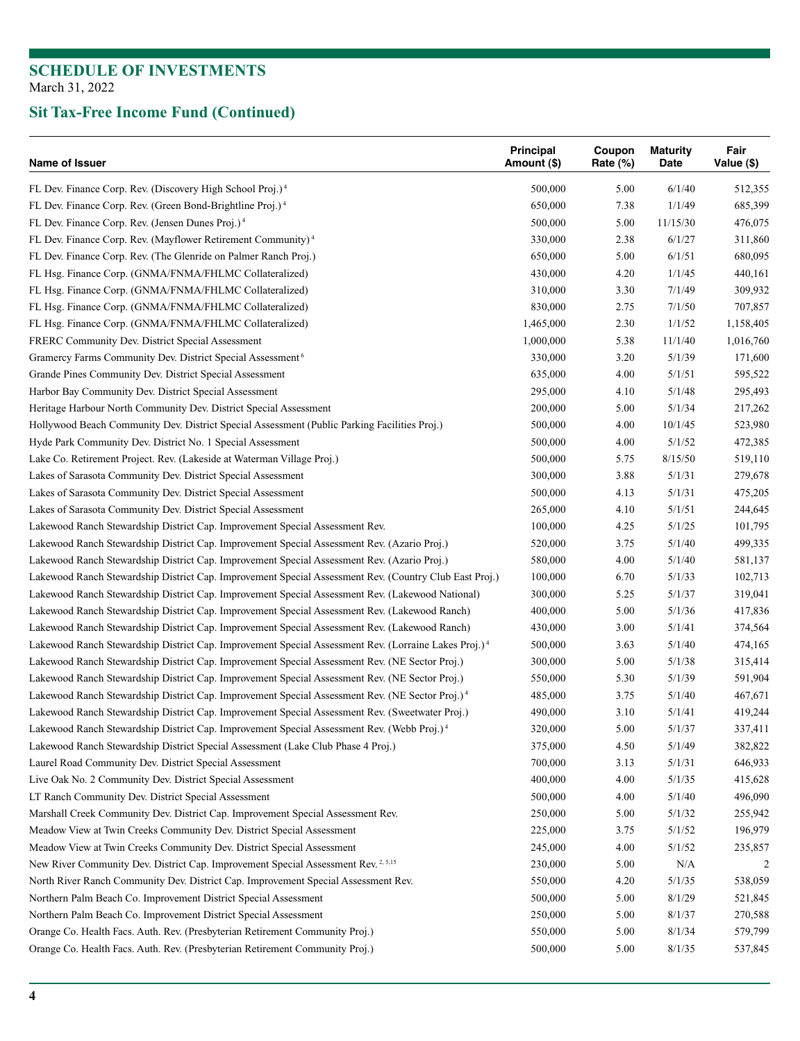# SCHEDULE OF INVESTMENTS

March 31, 2022

## Sit Tax-Free Income Fund (Continued)

| Name of Issuer | Principal Amount ($) | Coupon Rate (%) | Maturity Date | Fair Value ($) |
|---|---|---|---|---|
| FL Dev. Finance Corp. Rev. (Discovery High School Proj.) [4] | 500,000 | 5.00 | 6/1/40 | 512,355 |
| FL Dev. Finance Corp. Rev. (Green Bond-Brightline Proj.) [4] | 650,000 | 7.38 | 1/1/49 | 685,399 |
| FL Dev. Finance Corp. Rev. (Jensen Dunes Proj.) [4] | 500,000 | 5.00 | 11/15/30 | 476,075 |
| FL Dev. Finance Corp. Rev. (Mayflower Retirement Community) [4] | 330,000 | 2.38 | 6/1/27 | 311,860 |
| FL Dev. Finance Corp. Rev. (The Glenride on Palmer Ranch Proj.) | 650,000 | 5.00 | 6/1/51 | 680,095 |
| FL Hsg. Finance Corp. (GNMA/FNMA/FHLMC Collateralized) | 430,000 | 4.20 | 1/1/45 | 440,161 |
| FL Hsg. Finance Corp. (GNMA/FNMA/FHLMC Collateralized) | 310,000 | 3.30 | 7/1/49 | 309,932 |
| FL Hsg. Finance Corp. (GNMA/FNMA/FHLMC Collateralized) | 830,000 | 2.75 | 7/1/50 | 707,857 |
| FL Hsg. Finance Corp. (GNMA/FNMA/FHLMC Collateralized) | 1,465,000 | 2.30 | 1/1/52 | 1,158,405 |
| FRERC Community Dev. District Special Assessment | 1,000,000 | 5.38 | 11/1/40 | 1,016,760 |
| Gramercy Farms Community Dev. District Special Assessment [6] | 330,000 | 3.20 | 5/1/39 | 171,600 |
| Grande Pines Community Dev. District Special Assessment | 635,000 | 4.00 | 5/1/51 | 595,522 |
| Harbor Bay Community Dev. District Special Assessment | 295,000 | 4.10 | 5/1/48 | 295,493 |
| Heritage Harbour North Community Dev. District Special Assessment | 200,000 | 5.00 | 5/1/34 | 217,262 |
| Hollywood Beach Community Dev. District Special Assessment (Public Parking Facilities Proj.) | 500,000 | 4.00 | 10/1/45 | 523,980 |
| Hyde Park Community Dev. District No. 1 Special Assessment | 500,000 | 4.00 | 5/1/52 | 472,385 |
| Lake Co. Retirement Project. Rev. (Lakeside at Waterman Village Proj.) | 500,000 | 5.75 | 8/15/50 | 519,110 |
| Lakes of Sarasota Community Dev. District Special Assessment | 300,000 | 3.88 | 5/1/31 | 279,678 |
| Lakes of Sarasota Community Dev. District Special Assessment | 500,000 | 4.13 | 5/1/31 | 475,205 |
| Lakes of Sarasota Community Dev. District Special Assessment | 265,000 | 4.10 | 5/1/51 | 244,645 |
| Lakewood Ranch Stewardship District Cap. Improvement Special Assessment Rev. | 100,000 | 4.25 | 5/1/25 | 101,795 |
| Lakewood Ranch Stewardship District Cap. Improvement Special Assessment Rev. (Azario Proj.) | 520,000 | 3.75 | 5/1/40 | 499,335 |
| Lakewood Ranch Stewardship District Cap. Improvement Special Assessment Rev. (Azario Proj.) | 580,000 | 4.00 | 5/1/40 | 581,137 |
| Lakewood Ranch Stewardship District Cap. Improvement Special Assessment Rev. (Country Club East Proj.) | 100,000 | 6.70 | 5/1/33 | 102,713 |
| Lakewood Ranch Stewardship District Cap. Improvement Special Assessment Rev. (Lakewood National) | 300,000 | 5.25 | 5/1/37 | 319,041 |
| Lakewood Ranch Stewardship District Cap. Improvement Special Assessment Rev. (Lakewood Ranch) | 400,000 | 5.00 | 5/1/36 | 417,836 |
| Lakewood Ranch Stewardship District Cap. Improvement Special Assessment Rev. (Lakewood Ranch) | 430,000 | 3.00 | 5/1/41 | 374,564 |
| Lakewood Ranch Stewardship District Cap. Improvement Special Assessment Rev. (Lorraine Lakes Proj.) [4] | 500,000 | 3.63 | 5/1/40 | 474,165 |
| Lakewood Ranch Stewardship District Cap. Improvement Special Assessment Rev. (NE Sector Proj.) | 300,000 | 5.00 | 5/1/38 | 315,414 |
| Lakewood Ranch Stewardship District Cap. Improvement Special Assessment Rev. (NE Sector Proj.) | 550,000 | 5.30 | 5/1/39 | 591,904 |
| Lakewood Ranch Stewardship District Cap. Improvement Special Assessment Rev. (NE Sector Proj.) [4] | 485,000 | 3.75 | 5/1/40 | 467,671 |
| Lakewood Ranch Stewardship District Cap. Improvement Special Assessment Rev. (Sweetwater Proj.) | 490,000 | 3.10 | 5/1/41 | 419,244 |
| Lakewood Ranch Stewardship District Cap. Improvement Special Assessment Rev. (Webb Proj.) [4] | 320,000 | 5.00 | 5/1/37 | 337,411 |
| Lakewood Ranch Stewardship District Special Assessment (Lake Club Phase 4 Proj.) | 375,000 | 4.50 | 5/1/49 | 382,822 |
| Laurel Road Community Dev. District Special Assessment | 700,000 | 3.13 | 5/1/31 | 646,933 |
| Live Oak No. 2 Community Dev. District Special Assessment | 400,000 | 4.00 | 5/1/35 | 415,628 |
| LT Ranch Community Dev. District Special Assessment | 500,000 | 4.00 | 5/1/40 | 496,090 |
| Marshall Creek Community Dev. District Cap. Improvement Special Assessment Rev. | 250,000 | 5.00 | 5/1/32 | 255,942 |
| Meadow View at Twin Creeks Community Dev. District Special Assessment | 225,000 | 3.75 | 5/1/52 | 196,979 |
| Meadow View at Twin Creeks Community Dev. District Special Assessment | 245,000 | 4.00 | 5/1/52 | 235,857 |
| New River Community Dev. District Cap. Improvement Special Assessment Rev. [2, 5, 15] | 230,000 | 5.00 | N/A | 2 |
| North River Ranch Community Dev. District Cap. Improvement Special Assessment Rev. | 550,000 | 4.20 | 5/1/35 | 538,059 |
| Northern Palm Beach Co. Improvement District Special Assessment | 500,000 | 5.00 | 8/1/29 | 521,845 |
| Northern Palm Beach Co. Improvement District Special Assessment | 250,000 | 5.00 | 8/1/37 | 270,588 |
| Orange Co. Health Facs. Auth. Rev. (Presbyterian Retirement Community Proj.) | 550,000 | 5.00 | 8/1/34 | 579,799 |
| Orange Co. Health Facs. Auth. Rev. (Presbyterian Retirement Community Proj.) | 500,000 | 5.00 | 8/1/35 | 537,845 |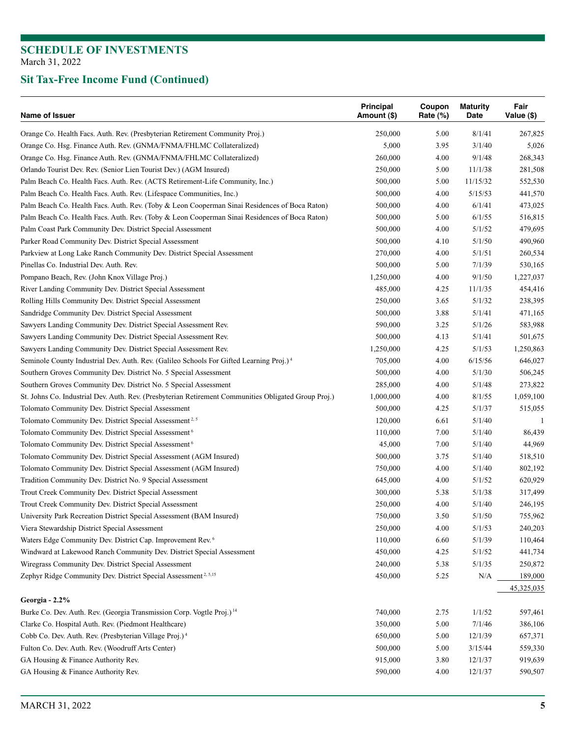# SCHEDULE OF INVESTMENTS

March 31, 2022

## Sit Tax-Free Income Fund (Continued)

| Name of Issuer | Principal Amount ($) | Coupon Rate (%) | Maturity Date | Fair Value ($) |
|---|---|---|---|---|
| Orange Co. Health Facs. Auth. Rev. (Presbyterian Retirement Community Proj.) | 250,000 | 5.00 | 8/1/41 | 267,825 |
| Orange Co. Hsg. Finance Auth. Rev. (GNMA/FNMA/FHLMC Collateralized) | 5,000 | 3.95 | 3/1/40 | 5,026 |
| Orange Co. Hsg. Finance Auth. Rev. (GNMA/FNMA/FHLMC Collateralized) | 260,000 | 4.00 | 9/1/48 | 268,343 |
| Orlando Tourist Dev. Rev. (Senior Lien Tourist Dev.) (AGM Insured) | 250,000 | 5.00 | 11/1/38 | 281,508 |
| Palm Beach Co. Health Facs. Auth. Rev. (ACTS Retirement-Life Community, Inc.) | 500,000 | 5.00 | 11/15/32 | 552,530 |
| Palm Beach Co. Health Facs. Auth. Rev. (Lifespace Communities, Inc.) | 500,000 | 4.00 | 5/15/53 | 441,570 |
| Palm Beach Co. Health Facs. Auth. Rev. (Toby & Leon Cooperman Sinai Residences of Boca Raton) | 500,000 | 4.00 | 6/1/41 | 473,025 |
| Palm Beach Co. Health Facs. Auth. Rev. (Toby & Leon Cooperman Sinai Residences of Boca Raton) | 500,000 | 5.00 | 6/1/55 | 516,815 |
| Palm Coast Park Community Dev. District Special Assessment | 500,000 | 4.00 | 5/1/52 | 479,695 |
| Parker Road Community Dev. District Special Assessment | 500,000 | 4.10 | 5/1/50 | 490,960 |
| Parkview at Long Lake Ranch Community Dev. District Special Assessment | 270,000 | 4.00 | 5/1/51 | 260,534 |
| Pinellas Co. Industrial Dev. Auth. Rev. | 500,000 | 5.00 | 7/1/39 | 530,165 |
| Pompano Beach, Rev. (John Knox Village Proj.) | 1,250,000 | 4.00 | 9/1/50 | 1,227,037 |
| River Landing Community Dev. District Special Assessment | 485,000 | 4.25 | 11/1/35 | 454,416 |
| Rolling Hills Community Dev. District Special Assessment | 250,000 | 3.65 | 5/1/32 | 238,395 |
| Sandridge Community Dev. District Special Assessment | 500,000 | 3.88 | 5/1/41 | 471,165 |
| Sawyers Landing Community Dev. District Special Assessment Rev. | 590,000 | 3.25 | 5/1/26 | 583,988 |
| Sawyers Landing Community Dev. District Special Assessment Rev. | 500,000 | 4.13 | 5/1/41 | 501,675 |
| Sawyers Landing Community Dev. District Special Assessment Rev. | 1,250,000 | 4.25 | 5/1/53 | 1,250,863 |
| Seminole County Industrial Dev. Auth. Rev. (Galileo Schools For Gifted Learning Proj.) [4] | 705,000 | 4.00 | 6/15/56 | 646,027 |
| Southern Groves Community Dev. District No. 5 Special Assessment | 500,000 | 4.00 | 5/1/30 | 506,245 |
| Southern Groves Community Dev. District No. 5 Special Assessment | 285,000 | 4.00 | 5/1/48 | 273,822 |
| St. Johns Co. Industrial Dev. Auth. Rev. (Presbyterian Retirement Communities Obligated Group Proj.) | 1,000,000 | 4.00 | 8/1/55 | 1,059,100 |
| Tolomato Community Dev. District Special Assessment | 500,000 | 4.25 | 5/1/37 | 515,055 |
| Tolomato Community Dev. District Special Assessment [2, 5] | 120,000 | 6.61 | 5/1/40 | 1 |
| Tolomato Community Dev. District Special Assessment [6] | 110,000 | 7.00 | 5/1/40 | 86,439 |
| Tolomato Community Dev. District Special Assessment [6] | 45,000 | 7.00 | 5/1/40 | 44,969 |
| Tolomato Community Dev. District Special Assessment (AGM Insured) | 500,000 | 3.75 | 5/1/40 | 518,510 |
| Tolomato Community Dev. District Special Assessment (AGM Insured) | 750,000 | 4.00 | 5/1/40 | 802,192 |
| Tradition Community Dev. District No. 9 Special Assessment | 645,000 | 4.00 | 5/1/52 | 620,929 |
| Trout Creek Community Dev. District Special Assessment | 300,000 | 5.38 | 5/1/38 | 317,499 |
| Trout Creek Community Dev. District Special Assessment | 250,000 | 4.00 | 5/1/40 | 246,195 |
| University Park Recreation District Special Assessment (BAM Insured) | 750,000 | 3.50 | 5/1/50 | 755,962 |
| Viera Stewardship District Special Assessment | 250,000 | 4.00 | 5/1/53 | 240,203 |
| Waters Edge Community Dev. District Cap. Improvement Rev. [6] | 110,000 | 6.60 | 5/1/39 | 110,464 |
| Windward at Lakewood Ranch Community Dev. District Special Assessment | 450,000 | 4.25 | 5/1/52 | 441,734 |
| Wiregrass Community Dev. District Special Assessment | 240,000 | 5.38 | 5/1/35 | 250,872 |
| Zephyr Ridge Community Dev. District Special Assessment [2, 5, 15] | 450,000 | 5.25 | N/A | 189,000 |
| | | | | 45,325,035 |
| **Georgia - 2.2%** | | | | |
| Burke Co. Dev. Auth. Rev. (Georgia Transmission Corp. Vogtle Proj.) [14] | 740,000 | 2.75 | 1/1/52 | 597,461 |
| Clarke Co. Hospital Auth. Rev. (Piedmont Healthcare) | 350,000 | 5.00 | 7/1/46 | 386,106 |
| Cobb Co. Dev. Auth. Rev. (Presbyterian Village Proj.) [4] | 650,000 | 5.00 | 12/1/39 | 657,371 |
| Fulton Co. Dev. Auth. Rev. (Woodruff Arts Center) | 500,000 | 5.00 | 3/15/44 | 559,330 |
| GA Housing & Finance Authority Rev. | 915,000 | 3.80 | 12/1/37 | 919,639 |
| GA Housing & Finance Authority Rev. | 590,000 | 4.00 | 12/1/37 | 590,507 |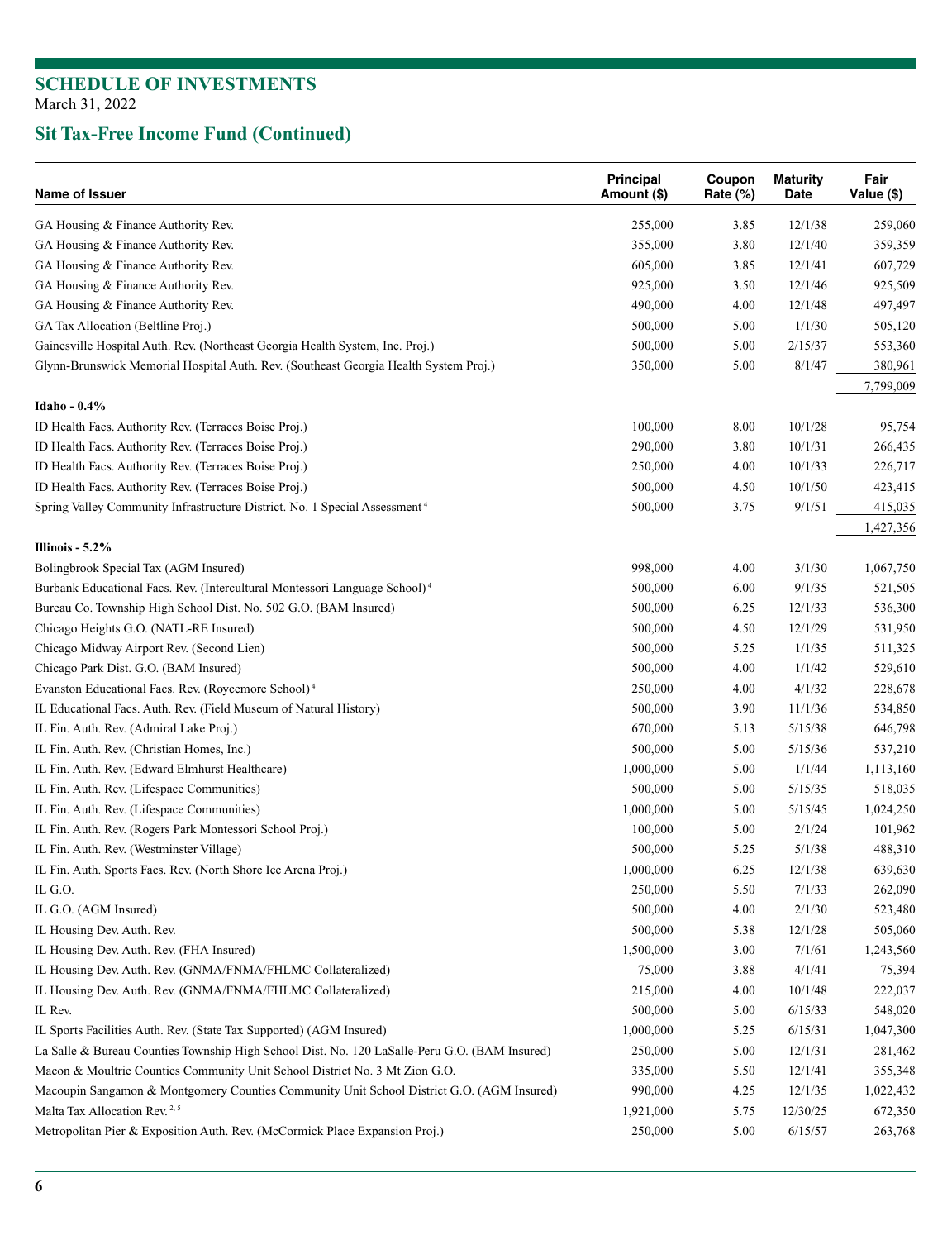# SCHEDULE OF INVESTMENTS

March 31, 2022

## Sit Tax-Free Income Fund (Continued)

| Name of Issuer | Principal Amount ($) | Coupon Rate (%) | Maturity Date | Fair Value ($) |
|---|---|---|---|---|
| GA Housing & Finance Authority Rev. | 255,000 | 3.85 | 12/1/38 | 259,060 |
| GA Housing & Finance Authority Rev. | 355,000 | 3.80 | 12/1/40 | 359,359 |
| GA Housing & Finance Authority Rev. | 605,000 | 3.85 | 12/1/41 | 607,729 |
| GA Housing & Finance Authority Rev. | 925,000 | 3.50 | 12/1/46 | 925,509 |
| GA Housing & Finance Authority Rev. | 490,000 | 4.00 | 12/1/48 | 497,497 |
| GA Tax Allocation (Beltline Proj.) | 500,000 | 5.00 | 1/1/30 | 505,120 |
| Gainesville Hospital Auth. Rev. (Northeast Georgia Health System, Inc. Proj.) | 500,000 | 5.00 | 2/15/37 | 553,360 |
| Glynn-Brunswick Memorial Hospital Auth. Rev. (Southeast Georgia Health System Proj.) | 350,000 | 5.00 | 8/1/47 | 380,961 |
| | | | | 7,799,009 |
| **Idaho - 0.4%** | | | | |
| ID Health Facs. Authority Rev. (Terraces Boise Proj.) | 100,000 | 8.00 | 10/1/28 | 95,754 |
| ID Health Facs. Authority Rev. (Terraces Boise Proj.) | 290,000 | 3.80 | 10/1/31 | 266,435 |
| ID Health Facs. Authority Rev. (Terraces Boise Proj.) | 250,000 | 4.00 | 10/1/33 | 226,717 |
| ID Health Facs. Authority Rev. (Terraces Boise Proj.) | 500,000 | 4.50 | 10/1/50 | 423,415 |
| Spring Valley Community Infrastructure District. No. 1 Special Assessment [4] | 500,000 | 3.75 | 9/1/51 | 415,035 |
| | | | | 1,427,356 |
| **Illinois - 5.2%** | | | | |
| Bolingbrook Special Tax (AGM Insured) | 998,000 | 4.00 | 3/1/30 | 1,067,750 |
| Burbank Educational Facs. Rev. (Intercultural Montessori Language School) [4] | 500,000 | 6.00 | 9/1/35 | 521,505 |
| Bureau Co. Township High School Dist. No. 502 G.O. (BAM Insured) | 500,000 | 6.25 | 12/1/33 | 536,300 |
| Chicago Heights G.O. (NATL-RE Insured) | 500,000 | 4.50 | 12/1/29 | 531,950 |
| Chicago Midway Airport Rev. (Second Lien) | 500,000 | 5.25 | 1/1/35 | 511,325 |
| Chicago Park Dist. G.O. (BAM Insured) | 500,000 | 4.00 | 1/1/42 | 529,610 |
| Evanston Educational Facs. Rev. (Roycemore School) [4] | 250,000 | 4.00 | 4/1/32 | 228,678 |
| IL Educational Facs. Auth. Rev. (Field Museum of Natural History) | 500,000 | 3.90 | 11/1/36 | 534,850 |
| IL Fin. Auth. Rev. (Admiral Lake Proj.) | 670,000 | 5.13 | 5/15/38 | 646,798 |
| IL Fin. Auth. Rev. (Christian Homes, Inc.) | 500,000 | 5.00 | 5/15/36 | 537,210 |
| IL Fin. Auth. Rev. (Edward Elmhurst Healthcare) | 1,000,000 | 5.00 | 1/1/44 | 1,113,160 |
| IL Fin. Auth. Rev. (Lifespace Communities) | 500,000 | 5.00 | 5/15/35 | 518,035 |
| IL Fin. Auth. Rev. (Lifespace Communities) | 1,000,000 | 5.00 | 5/15/45 | 1,024,250 |
| IL Fin. Auth. Rev. (Rogers Park Montessori School Proj.) | 100,000 | 5.00 | 2/1/24 | 101,962 |
| IL Fin. Auth. Rev. (Westminster Village) | 500,000 | 5.25 | 5/1/38 | 488,310 |
| IL Fin. Auth. Sports Facs. Rev. (North Shore Ice Arena Proj.) | 1,000,000 | 6.25 | 12/1/38 | 639,630 |
| IL G.O. | 250,000 | 5.50 | 7/1/33 | 262,090 |
| IL G.O. (AGM Insured) | 500,000 | 4.00 | 2/1/30 | 523,480 |
| IL Housing Dev. Auth. Rev. | 500,000 | 5.38 | 12/1/28 | 505,060 |
| IL Housing Dev. Auth. Rev. (FHA Insured) | 1,500,000 | 3.00 | 7/1/61 | 1,243,560 |
| IL Housing Dev. Auth. Rev. (GNMA/FNMA/FHLMC Collateralized) | 75,000 | 3.88 | 4/1/41 | 75,394 |
| IL Housing Dev. Auth. Rev. (GNMA/FNMA/FHLMC Collateralized) | 215,000 | 4.00 | 10/1/48 | 222,037 |
| IL Rev. | 500,000 | 5.00 | 6/15/33 | 548,020 |
| IL Sports Facilities Auth. Rev. (State Tax Supported) (AGM Insured) | 1,000,000 | 5.25 | 6/15/31 | 1,047,300 |
| La Salle & Bureau Counties Township High School Dist. No. 120 LaSalle-Peru G.O. (BAM Insured) | 250,000 | 5.00 | 12/1/31 | 281,462 |
| Macon & Moultrie Counties Community Unit School District No. 3 Mt Zion G.O. | 335,000 | 5.50 | 12/1/41 | 355,348 |
| Macoupin Sangamon & Montgomery Counties Community Unit School District G.O. (AGM Insured) | 990,000 | 4.25 | 12/1/35 | 1,022,432 |
| Malta Tax Allocation Rev. [2, 5] | 1,921,000 | 5.75 | 12/30/25 | 672,350 |
| Metropolitan Pier & Exposition Auth. Rev. (McCormick Place Expansion Proj.) | 250,000 | 5.00 | 6/15/57 | 263,768 |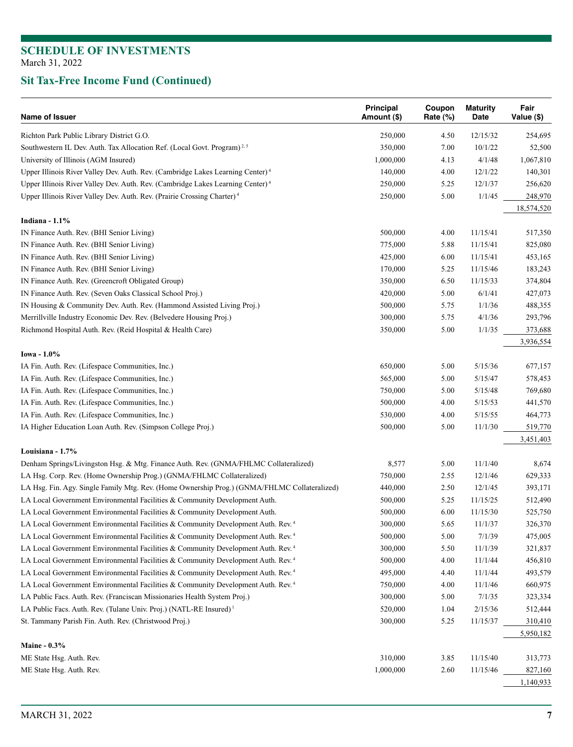## SCHEDULE OF INVESTMENTS
March 31, 2022

## Sit Tax-Free Income Fund (Continued)

| Name of Issuer | Principal Amount ($) | Coupon Rate (%) | Maturity Date | Fair Value ($) |
|---|---|---|---|---|
| Richton Park Public Library District G.O. | 250,000 | 4.50 | 12/15/32 | 254,695 |
| Southwestern IL Dev. Auth. Tax Allocation Ref. (Local Govt. Program) [2, 5] | 350,000 | 7.00 | 10/1/22 | 52,500 |
| University of Illinois (AGM Insured) | 1,000,000 | 4.13 | 4/1/48 | 1,067,810 |
| Upper Illinois River Valley Dev. Auth. Rev. (Cambridge Lakes Learning Center) [4] | 140,000 | 4.00 | 12/1/22 | 140,301 |
| Upper Illinois River Valley Dev. Auth. Rev. (Cambridge Lakes Learning Center) [4] | 250,000 | 5.25 | 12/1/37 | 256,620 |
| Upper Illinois River Valley Dev. Auth. Rev. (Prairie Crossing Charter) [4] | 250,000 | 5.00 | 1/1/45 | 248,970 |
| | | | | 18,574,520 |
| **Indiana - 1.1%** | | | | |
| IN Finance Auth. Rev. (BHI Senior Living) | 500,000 | 4.00 | 11/15/41 | 517,350 |
| IN Finance Auth. Rev. (BHI Senior Living) | 775,000 | 5.88 | 11/15/41 | 825,080 |
| IN Finance Auth. Rev. (BHI Senior Living) | 425,000 | 6.00 | 11/15/41 | 453,165 |
| IN Finance Auth. Rev. (BHI Senior Living) | 170,000 | 5.25 | 11/15/46 | 183,243 |
| IN Finance Auth. Rev. (Greencroft Obligated Group) | 350,000 | 6.50 | 11/15/33 | 374,804 |
| IN Finance Auth. Rev. (Seven Oaks Classical School Proj.) | 420,000 | 5.00 | 6/1/41 | 427,073 |
| IN Housing & Community Dev. Auth. Rev. (Hammond Assisted Living Proj.) | 500,000 | 5.75 | 1/1/36 | 488,355 |
| Merrillville Industry Economic Dev. Rev. (Belvedere Housing Proj.) | 300,000 | 5.75 | 4/1/36 | 293,796 |
| Richmond Hospital Auth. Rev. (Reid Hospital & Health Care) | 350,000 | 5.00 | 1/1/35 | 373,688 |
| | | | | 3,936,554 |
| **Iowa - 1.0%** | | | | |
| IA Fin. Auth. Rev. (Lifespace Communities, Inc.) | 650,000 | 5.00 | 5/15/36 | 677,157 |
| IA Fin. Auth. Rev. (Lifespace Communities, Inc.) | 565,000 | 5.00 | 5/15/47 | 578,453 |
| IA Fin. Auth. Rev. (Lifespace Communities, Inc.) | 750,000 | 5.00 | 5/15/48 | 769,680 |
| IA Fin. Auth. Rev. (Lifespace Communities, Inc.) | 500,000 | 4.00 | 5/15/53 | 441,570 |
| IA Fin. Auth. Rev. (Lifespace Communities, Inc.) | 530,000 | 4.00 | 5/15/55 | 464,773 |
| IA Higher Education Loan Auth. Rev. (Simpson College Proj.) | 500,000 | 5.00 | 11/1/30 | 519,770 |
| | | | | 3,451,403 |
| **Louisiana - 1.7%** | | | | |
| Denham Springs/Livingston Hsg. & Mtg. Finance Auth. Rev. (GNMA/FHLMC Collateralized) | 8,577 | 5.00 | 11/1/40 | 8,674 |
| LA Hsg. Corp. Rev. (Home Ownership Prog.) (GNMA/FHLMC Collateralized) | 750,000 | 2.55 | 12/1/46 | 629,333 |
| LA Hsg. Fin. Agy. Single Family Mtg. Rev. (Home Ownership Prog.) (GNMA/FHLMC Collateralized) | 440,000 | 2.50 | 12/1/45 | 393,171 |
| LA Local Government Environmental Facilities & Community Development Auth. | 500,000 | 5.25 | 11/15/25 | 512,490 |
| LA Local Government Environmental Facilities & Community Development Auth. | 500,000 | 6.00 | 11/15/30 | 525,750 |
| LA Local Government Environmental Facilities & Community Development Auth. Rev. [4] | 300,000 | 5.65 | 11/1/37 | 326,370 |
| LA Local Government Environmental Facilities & Community Development Auth. Rev. [4] | 500,000 | 5.00 | 7/1/39 | 475,005 |
| LA Local Government Environmental Facilities & Community Development Auth. Rev. [4] | 300,000 | 5.50 | 11/1/39 | 321,837 |
| LA Local Government Environmental Facilities & Community Development Auth. Rev. [4] | 500,000 | 4.00 | 11/1/44 | 456,810 |
| LA Local Government Environmental Facilities & Community Development Auth. Rev. [4] | 495,000 | 4.40 | 11/1/44 | 493,579 |
| LA Local Government Environmental Facilities & Community Development Auth. Rev. [4] | 750,000 | 4.00 | 11/1/46 | 660,975 |
| LA Public Facs. Auth. Rev. (Franciscan Missionaries Health System Proj.) | 300,000 | 5.00 | 7/1/35 | 323,334 |
| LA Public Facs. Auth. Rev. (Tulane Univ. Proj.) (NATL-RE Insured) [1] | 520,000 | 1.04 | 2/15/36 | 512,444 |
| St. Tammany Parish Fin. Auth. Rev. (Christwood Proj.) | 300,000 | 5.25 | 11/15/37 | 310,410 |
| | | | | 5,950,182 |
| **Maine - 0.3%** | | | | |
| ME State Hsg. Auth. Rev. | 310,000 | 3.85 | 11/15/40 | 313,773 |
| ME State Hsg. Auth. Rev. | 1,000,000 | 2.60 | 11/15/46 | 827,160 |
| | | | | 1,140,933 |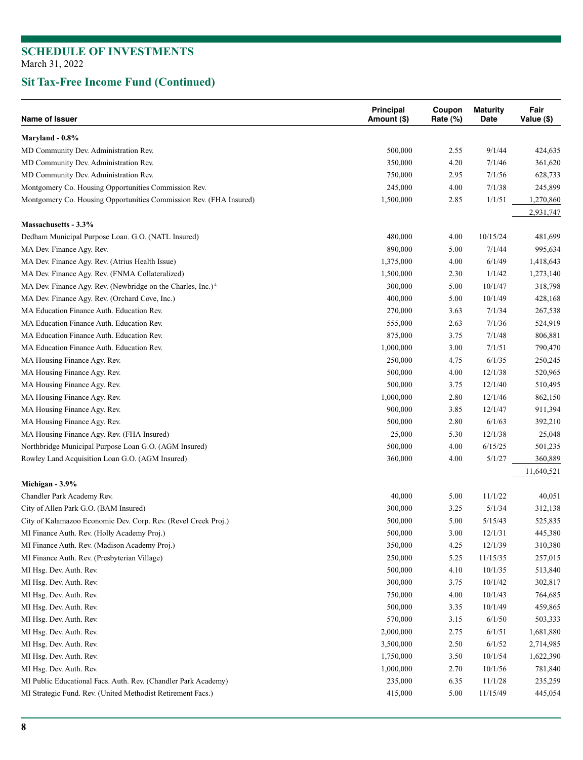## SCHEDULE OF INVESTMENTS
March 31, 2022

## Sit Tax-Free Income Fund (Continued)

| Name of Issuer | Principal Amount ($) | Coupon Rate (%) | Maturity Date | Fair Value ($) |
|---|---|---|---|---|
| **Maryland - 0.8%** | | | | |
| MD Community Dev. Administration Rev. | 500,000 | 2.55 | 9/1/44 | 424,635 |
| MD Community Dev. Administration Rev. | 350,000 | 4.20 | 7/1/46 | 361,620 |
| MD Community Dev. Administration Rev. | 750,000 | 2.95 | 7/1/56 | 628,733 |
| Montgomery Co. Housing Opportunities Commission Rev. | 245,000 | 4.00 | 7/1/38 | 245,899 |
| Montgomery Co. Housing Opportunities Commission Rev. (FHA Insured) | 1,500,000 | 2.85 | 1/1/51 | 1,270,860 |
| | | | | 2,931,747 |
| **Massachusetts - 3.3%** | | | | |
| Dedham Municipal Purpose Loan. G.O. (NATL Insured) | 480,000 | 4.00 | 10/15/24 | 481,699 |
| MA Dev. Finance Agy. Rev. | 890,000 | 5.00 | 7/1/44 | 995,634 |
| MA Dev. Finance Agy. Rev. (Atrius Health Issue) | 1,375,000 | 4.00 | 6/1/49 | 1,418,643 |
| MA Dev. Finance Agy. Rev. (FNMA Collateralized) | 1,500,000 | 2.30 | 1/1/42 | 1,273,140 |
| MA Dev. Finance Agy. Rev. (Newbridge on the Charles, Inc.)[4] | 300,000 | 5.00 | 10/1/47 | 318,798 |
| MA Dev. Finance Agy. Rev. (Orchard Cove, Inc.) | 400,000 | 5.00 | 10/1/49 | 428,168 |
| MA Education Finance Auth. Education Rev. | 270,000 | 3.63 | 7/1/34 | 267,538 |
| MA Education Finance Auth. Education Rev. | 555,000 | 2.63 | 7/1/36 | 524,919 |
| MA Education Finance Auth. Education Rev. | 875,000 | 3.75 | 7/1/48 | 806,881 |
| MA Education Finance Auth. Education Rev. | 1,000,000 | 3.00 | 7/1/51 | 790,470 |
| MA Housing Finance Agy. Rev. | 250,000 | 4.75 | 6/1/35 | 250,245 |
| MA Housing Finance Agy. Rev. | 500,000 | 4.00 | 12/1/38 | 520,965 |
| MA Housing Finance Agy. Rev. | 500,000 | 3.75 | 12/1/40 | 510,495 |
| MA Housing Finance Agy. Rev. | 1,000,000 | 2.80 | 12/1/46 | 862,150 |
| MA Housing Finance Agy. Rev. | 900,000 | 3.85 | 12/1/47 | 911,394 |
| MA Housing Finance Agy. Rev. | 500,000 | 2.80 | 6/1/63 | 392,210 |
| MA Housing Finance Agy. Rev. (FHA Insured) | 25,000 | 5.30 | 12/1/38 | 25,048 |
| Northbridge Municipal Purpose Loan G.O. (AGM Insured) | 500,000 | 4.00 | 6/15/25 | 501,235 |
| Rowley Land Acquisition Loan G.O. (AGM Insured) | 360,000 | 4.00 | 5/1/27 | 360,889 |
| | | | | 11,640,521 |
| **Michigan - 3.9%** | | | | |
| Chandler Park Academy Rev. | 40,000 | 5.00 | 11/1/22 | 40,051 |
| City of Allen Park G.O. (BAM Insured) | 300,000 | 3.25 | 5/1/34 | 312,138 |
| City of Kalamazoo Economic Dev. Corp. Rev. (Revel Creek Proj.) | 500,000 | 5.00 | 5/15/43 | 525,835 |
| MI Finance Auth. Rev. (Holly Academy Proj.) | 500,000 | 3.00 | 12/1/31 | 445,380 |
| MI Finance Auth. Rev. (Madison Academy Proj.) | 350,000 | 4.25 | 12/1/39 | 310,380 |
| MI Finance Auth. Rev. (Presbyterian Village) | 250,000 | 5.25 | 11/15/35 | 257,015 |
| MI Hsg. Dev. Auth. Rev. | 500,000 | 4.10 | 10/1/35 | 513,840 |
| MI Hsg. Dev. Auth. Rev. | 300,000 | 3.75 | 10/1/42 | 302,817 |
| MI Hsg. Dev. Auth. Rev. | 750,000 | 4.00 | 10/1/43 | 764,685 |
| MI Hsg. Dev. Auth. Rev. | 500,000 | 3.35 | 10/1/49 | 459,865 |
| MI Hsg. Dev. Auth. Rev. | 570,000 | 3.15 | 6/1/50 | 503,333 |
| MI Hsg. Dev. Auth. Rev. | 2,000,000 | 2.75 | 6/1/51 | 1,681,880 |
| MI Hsg. Dev. Auth. Rev. | 3,500,000 | 2.50 | 6/1/52 | 2,714,985 |
| MI Hsg. Dev. Auth. Rev. | 1,750,000 | 3.50 | 10/1/54 | 1,622,390 |
| MI Hsg. Dev. Auth. Rev. | 1,000,000 | 2.70 | 10/1/56 | 781,840 |
| MI Public Educational Facs. Auth. Rev. (Chandler Park Academy) | 235,000 | 6.35 | 11/1/28 | 235,259 |
| MI Strategic Fund. Rev. (United Methodist Retirement Facs.) | 415,000 | 5.00 | 11/15/49 | 445,054 |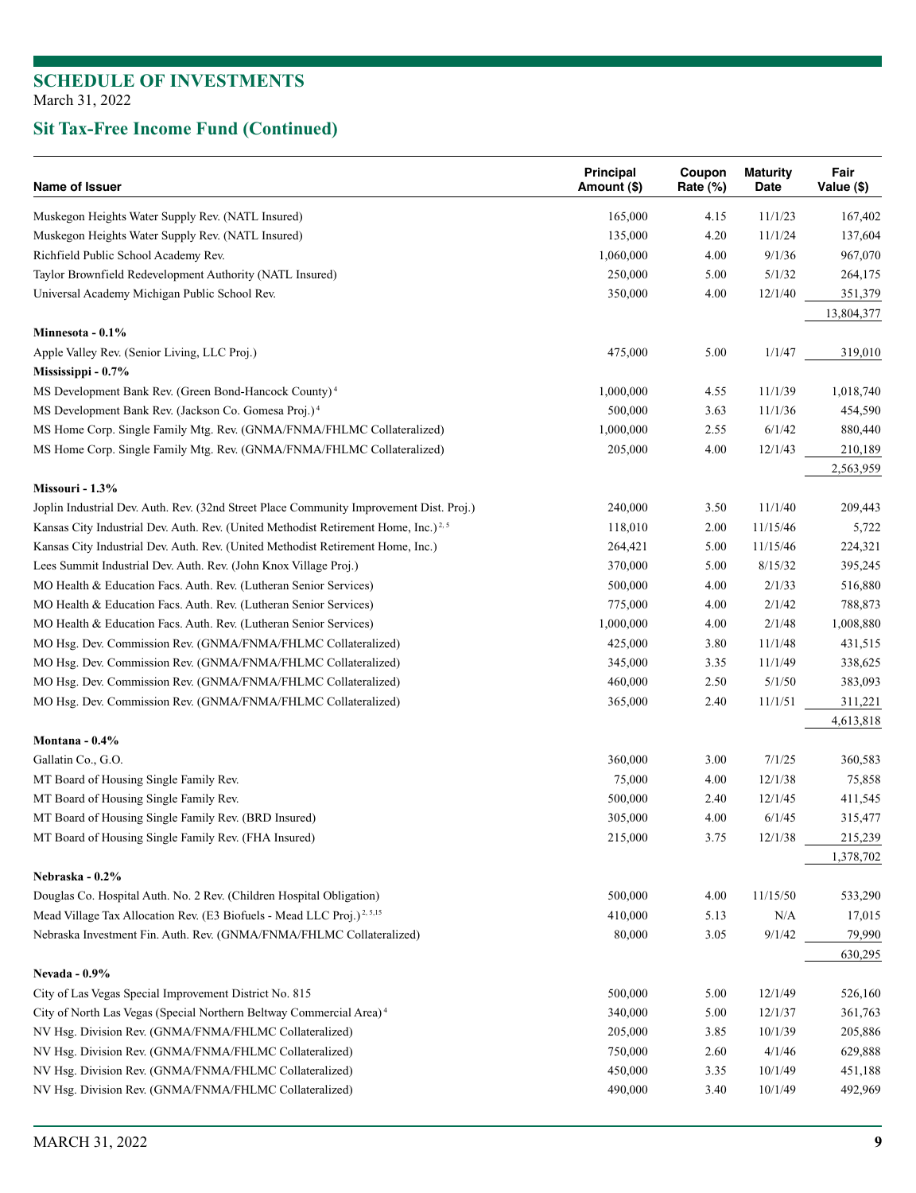## SCHEDULE OF INVESTMENTS
March 31, 2022

## Sit Tax-Free Income Fund (Continued)

| Name of Issuer | Principal Amount ($) | Coupon Rate (%) | Maturity Date | Fair Value ($) |
|---|---|---|---|---|
| Muskegon Heights Water Supply Rev. (NATL Insured) | 165,000 | 4.15 | 11/1/23 | 167,402 |
| Muskegon Heights Water Supply Rev. (NATL Insured) | 135,000 | 4.20 | 11/1/24 | 137,604 |
| Richfield Public School Academy Rev. | 1,060,000 | 4.00 | 9/1/36 | 967,070 |
| Taylor Brownfield Redevelopment Authority (NATL Insured) | 250,000 | 5.00 | 5/1/32 | 264,175 |
| Universal Academy Michigan Public School Rev. | 350,000 | 4.00 | 12/1/40 | 351,379 |
| | | | | 13,804,377 |
| **Minnesota - 0.1%** | | | | |
| Apple Valley Rev. (Senior Living, LLC Proj.) | 475,000 | 5.00 | 1/1/47 | 319,010 |
| **Mississippi - 0.7%** | | | | |
| MS Development Bank Rev. (Green Bond-Hancock County) [4] | 1,000,000 | 4.55 | 11/1/39 | 1,018,740 |
| MS Development Bank Rev. (Jackson Co. Gomesa Proj.) [4] | 500,000 | 3.63 | 11/1/36 | 454,590 |
| MS Home Corp. Single Family Mtg. Rev. (GNMA/FNMA/FHLMC Collateralized) | 1,000,000 | 2.55 | 6/1/42 | 880,440 |
| MS Home Corp. Single Family Mtg. Rev. (GNMA/FNMA/FHLMC Collateralized) | 205,000 | 4.00 | 12/1/43 | 210,189 |
| | | | | 2,563,959 |
| **Missouri - 1.3%** | | | | |
| Joplin Industrial Dev. Auth. Rev. (32nd Street Place Community Improvement Dist. Proj.) | 240,000 | 3.50 | 11/1/40 | 209,443 |
| Kansas City Industrial Dev. Auth. Rev. (United Methodist Retirement Home, Inc.) [2, 5] | 118,010 | 2.00 | 11/15/46 | 5,722 |
| Kansas City Industrial Dev. Auth. Rev. (United Methodist Retirement Home, Inc.) | 264,421 | 5.00 | 11/15/46 | 224,321 |
| Lees Summit Industrial Dev. Auth. Rev. (John Knox Village Proj.) | 370,000 | 5.00 | 8/15/32 | 395,245 |
| MO Health & Education Facs. Auth. Rev. (Lutheran Senior Services) | 500,000 | 4.00 | 2/1/33 | 516,880 |
| MO Health & Education Facs. Auth. Rev. (Lutheran Senior Services) | 775,000 | 4.00 | 2/1/42 | 788,873 |
| MO Health & Education Facs. Auth. Rev. (Lutheran Senior Services) | 1,000,000 | 4.00 | 2/1/48 | 1,008,880 |
| MO Hsg. Dev. Commission Rev. (GNMA/FNMA/FHLMC Collateralized) | 425,000 | 3.80 | 11/1/48 | 431,515 |
| MO Hsg. Dev. Commission Rev. (GNMA/FNMA/FHLMC Collateralized) | 345,000 | 3.35 | 11/1/49 | 338,625 |
| MO Hsg. Dev. Commission Rev. (GNMA/FNMA/FHLMC Collateralized) | 460,000 | 2.50 | 5/1/50 | 383,093 |
| MO Hsg. Dev. Commission Rev. (GNMA/FNMA/FHLMC Collateralized) | 365,000 | 2.40 | 11/1/51 | 311,221 |
| | | | | 4,613,818 |
| **Montana - 0.4%** | | | | |
| Gallatin Co., G.O. | 360,000 | 3.00 | 7/1/25 | 360,583 |
| MT Board of Housing Single Family Rev. | 75,000 | 4.00 | 12/1/38 | 75,858 |
| MT Board of Housing Single Family Rev. | 500,000 | 2.40 | 12/1/45 | 411,545 |
| MT Board of Housing Single Family Rev. (BRD Insured) | 305,000 | 4.00 | 6/1/45 | 315,477 |
| MT Board of Housing Single Family Rev. (FHA Insured) | 215,000 | 3.75 | 12/1/38 | 215,239 |
| | | | | 1,378,702 |
| **Nebraska - 0.2%** | | | | |
| Douglas Co. Hospital Auth. No. 2 Rev. (Children Hospital Obligation) | 500,000 | 4.00 | 11/15/50 | 533,290 |
| Mead Village Tax Allocation Rev. (E3 Biofuels - Mead LLC Proj.) [2, 5,15] | 410,000 | 5.13 | N/A | 17,015 |
| Nebraska Investment Fin. Auth. Rev. (GNMA/FNMA/FHLMC Collateralized) | 80,000 | 3.05 | 9/1/42 | 79,990 |
| | | | | 630,295 |
| **Nevada - 0.9%** | | | | |
| City of Las Vegas Special Improvement District No. 815 | 500,000 | 5.00 | 12/1/49 | 526,160 |
| City of North Las Vegas (Special Northern Beltway Commercial Area) [4] | 340,000 | 5.00 | 12/1/37 | 361,763 |
| NV Hsg. Division Rev. (GNMA/FNMA/FHLMC Collateralized) | 205,000 | 3.85 | 10/1/39 | 205,886 |
| NV Hsg. Division Rev. (GNMA/FNMA/FHLMC Collateralized) | 750,000 | 2.60 | 4/1/46 | 629,888 |
| NV Hsg. Division Rev. (GNMA/FNMA/FHLMC Collateralized) | 450,000 | 3.35 | 10/1/49 | 451,188 |
| NV Hsg. Division Rev. (GNMA/FNMA/FHLMC Collateralized) | 490,000 | 3.40 | 10/1/49 | 492,969 |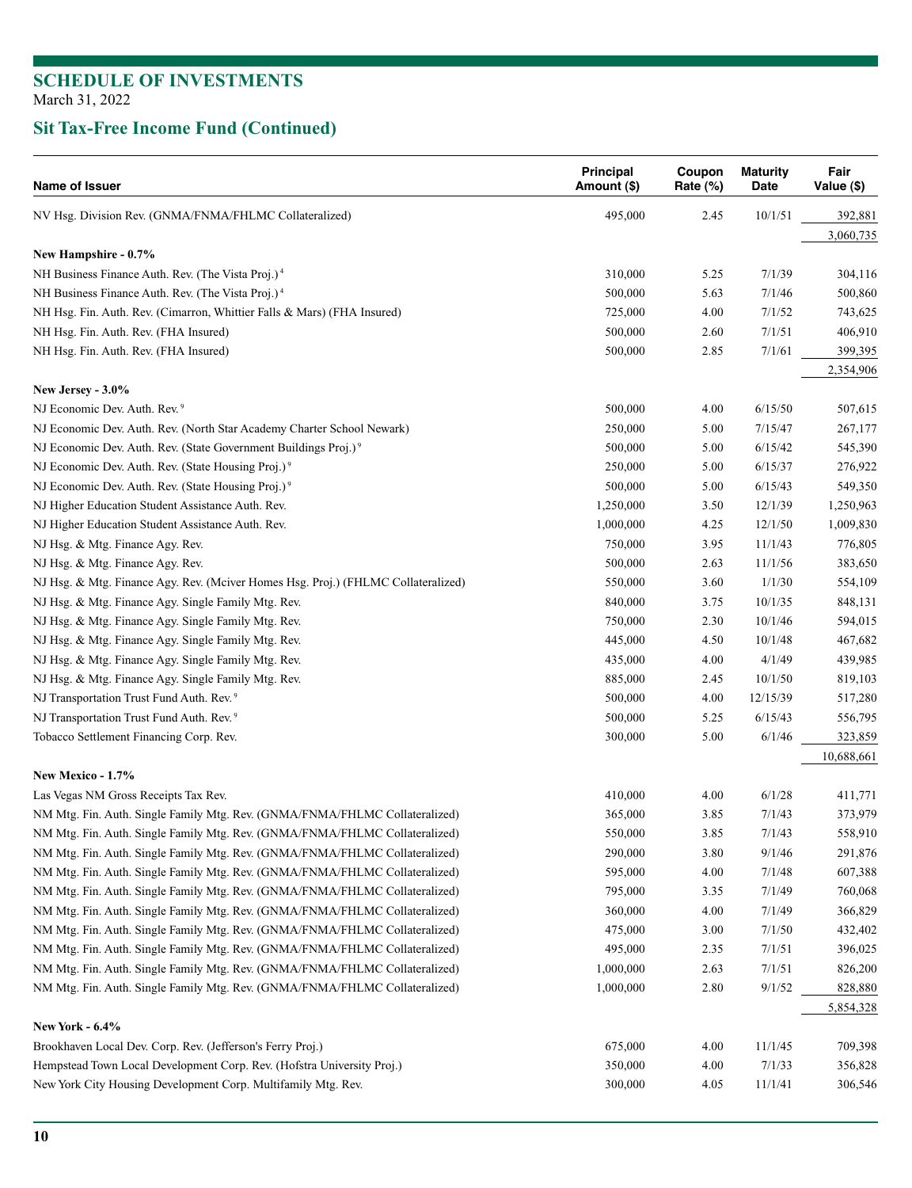## SCHEDULE OF INVESTMENTS

March 31, 2022

## Sit Tax-Free Income Fund (Continued)

| Name of Issuer | Principal Amount ($) | Coupon Rate (%) | Maturity Date | Fair Value ($) |
|---|---|---|---|---|
| NV Hsg. Division Rev. (GNMA/FNMA/FHLMC Collateralized) | 495,000 | 2.45 | 10/1/51 | 392,881 |
| | | | | 3,060,735 |
| **New Hampshire - 0.7%** | | | | |
| NH Business Finance Auth. Rev. (The Vista Proj.) [4] | 310,000 | 5.25 | 7/1/39 | 304,116 |
| NH Business Finance Auth. Rev. (The Vista Proj.) [4] | 500,000 | 5.63 | 7/1/46 | 500,860 |
| NH Hsg. Fin. Auth. Rev. (Cimarron, Whittier Falls & Mars) (FHA Insured) | 725,000 | 4.00 | 7/1/52 | 743,625 |
| NH Hsg. Fin. Auth. Rev. (FHA Insured) | 500,000 | 2.60 | 7/1/51 | 406,910 |
| NH Hsg. Fin. Auth. Rev. (FHA Insured) | 500,000 | 2.85 | 7/1/61 | 399,395 |
| | | | | 2,354,906 |
| **New Jersey - 3.0%** | | | | |
| NJ Economic Dev. Auth. Rev. [9] | 500,000 | 4.00 | 6/15/50 | 507,615 |
| NJ Economic Dev. Auth. Rev. (North Star Academy Charter School Newark) | 250,000 | 5.00 | 7/15/47 | 267,177 |
| NJ Economic Dev. Auth. Rev. (State Government Buildings Proj.) [9] | 500,000 | 5.00 | 6/15/42 | 545,390 |
| NJ Economic Dev. Auth. Rev. (State Housing Proj.) [9] | 250,000 | 5.00 | 6/15/37 | 276,922 |
| NJ Economic Dev. Auth. Rev. (State Housing Proj.) [9] | 500,000 | 5.00 | 6/15/43 | 549,350 |
| NJ Higher Education Student Assistance Auth. Rev. | 1,250,000 | 3.50 | 12/1/39 | 1,250,963 |
| NJ Higher Education Student Assistance Auth. Rev. | 1,000,000 | 4.25 | 12/1/50 | 1,009,830 |
| NJ Hsg. & Mtg. Finance Agy. Rev. | 750,000 | 3.95 | 11/1/43 | 776,805 |
| NJ Hsg. & Mtg. Finance Agy. Rev. | 500,000 | 2.63 | 11/1/56 | 383,650 |
| NJ Hsg. & Mtg. Finance Agy. Rev. (Mciver Homes Hsg. Proj.) (FHLMC Collateralized) | 550,000 | 3.60 | 1/1/30 | 554,109 |
| NJ Hsg. & Mtg. Finance Agy. Single Family Mtg. Rev. | 840,000 | 3.75 | 10/1/35 | 848,131 |
| NJ Hsg. & Mtg. Finance Agy. Single Family Mtg. Rev. | 750,000 | 2.30 | 10/1/46 | 594,015 |
| NJ Hsg. & Mtg. Finance Agy. Single Family Mtg. Rev. | 445,000 | 4.50 | 10/1/48 | 467,682 |
| NJ Hsg. & Mtg. Finance Agy. Single Family Mtg. Rev. | 435,000 | 4.00 | 4/1/49 | 439,985 |
| NJ Hsg. & Mtg. Finance Agy. Single Family Mtg. Rev. | 885,000 | 2.45 | 10/1/50 | 819,103 |
| NJ Transportation Trust Fund Auth. Rev. [9] | 500,000 | 4.00 | 12/15/39 | 517,280 |
| NJ Transportation Trust Fund Auth. Rev. [9] | 500,000 | 5.25 | 6/15/43 | 556,795 |
| Tobacco Settlement Financing Corp. Rev. | 300,000 | 5.00 | 6/1/46 | 323,859 |
| | | | | 10,688,661 |
| **New Mexico - 1.7%** | | | | |
| Las Vegas NM Gross Receipts Tax Rev. | 410,000 | 4.00 | 6/1/28 | 411,771 |
| NM Mtg. Fin. Auth. Single Family Mtg. Rev. (GNMA/FNMA/FHLMC Collateralized) | 365,000 | 3.85 | 7/1/43 | 373,979 |
| NM Mtg. Fin. Auth. Single Family Mtg. Rev. (GNMA/FNMA/FHLMC Collateralized) | 550,000 | 3.85 | 7/1/43 | 558,910 |
| NM Mtg. Fin. Auth. Single Family Mtg. Rev. (GNMA/FNMA/FHLMC Collateralized) | 290,000 | 3.80 | 9/1/46 | 291,876 |
| NM Mtg. Fin. Auth. Single Family Mtg. Rev. (GNMA/FNMA/FHLMC Collateralized) | 595,000 | 4.00 | 7/1/48 | 607,388 |
| NM Mtg. Fin. Auth. Single Family Mtg. Rev. (GNMA/FNMA/FHLMC Collateralized) | 795,000 | 3.35 | 7/1/49 | 760,068 |
| NM Mtg. Fin. Auth. Single Family Mtg. Rev. (GNMA/FNMA/FHLMC Collateralized) | 360,000 | 4.00 | 7/1/49 | 366,829 |
| NM Mtg. Fin. Auth. Single Family Mtg. Rev. (GNMA/FNMA/FHLMC Collateralized) | 475,000 | 3.00 | 7/1/50 | 432,402 |
| NM Mtg. Fin. Auth. Single Family Mtg. Rev. (GNMA/FNMA/FHLMC Collateralized) | 495,000 | 2.35 | 7/1/51 | 396,025 |
| NM Mtg. Fin. Auth. Single Family Mtg. Rev. (GNMA/FNMA/FHLMC Collateralized) | 1,000,000 | 2.63 | 7/1/51 | 826,200 |
| NM Mtg. Fin. Auth. Single Family Mtg. Rev. (GNMA/FNMA/FHLMC Collateralized) | 1,000,000 | 2.80 | 9/1/52 | 828,880 |
| | | | | 5,854,328 |
| **New York - 6.4%** | | | | |
| Brookhaven Local Dev. Corp. Rev. (Jefferson's Ferry Proj.) | 675,000 | 4.00 | 11/1/45 | 709,398 |
| Hempstead Town Local Development Corp. Rev. (Hofstra University Proj.) | 350,000 | 4.00 | 7/1/33 | 356,828 |
| New York City Housing Development Corp. Multifamily Mtg. Rev. | 300,000 | 4.05 | 11/1/41 | 306,546 |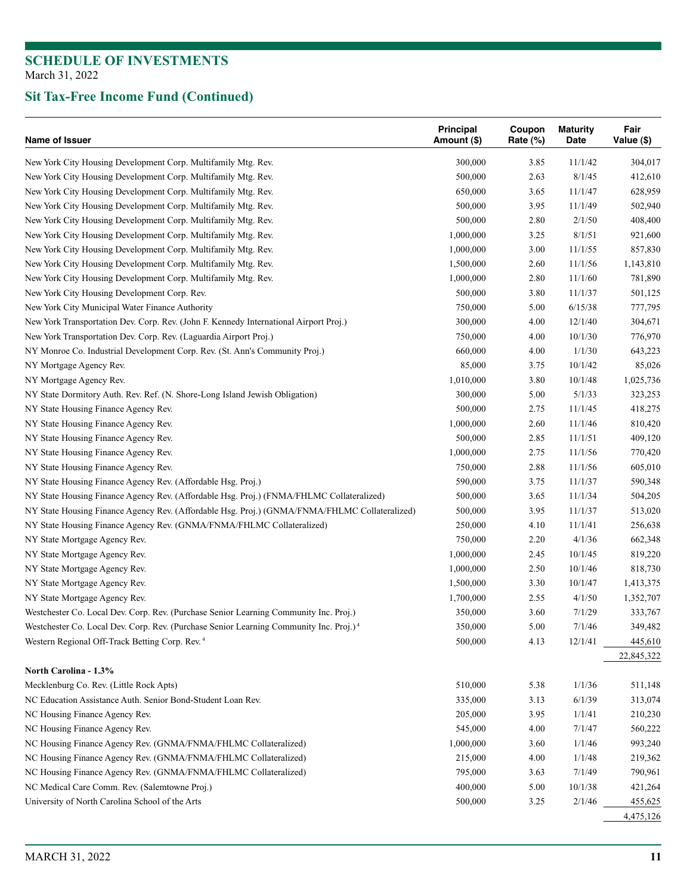# SCHEDULE OF INVESTMENTS

March 31, 2022

## Sit Tax-Free Income Fund (Continued)

| Name of Issuer | Principal Amount ($) | Coupon Rate (%) | Maturity Date | Fair Value ($) |
|---|---|---|---|---|
| New York City Housing Development Corp. Multifamily Mtg. Rev. | 300,000 | 3.85 | 11/1/42 | 304,017 |
| New York City Housing Development Corp. Multifamily Mtg. Rev. | 500,000 | 2.63 | 8/1/45 | 412,610 |
| New York City Housing Development Corp. Multifamily Mtg. Rev. | 650,000 | 3.65 | 11/1/47 | 628,959 |
| New York City Housing Development Corp. Multifamily Mtg. Rev. | 500,000 | 3.95 | 11/1/49 | 502,940 |
| New York City Housing Development Corp. Multifamily Mtg. Rev. | 500,000 | 2.80 | 2/1/50 | 408,400 |
| New York City Housing Development Corp. Multifamily Mtg. Rev. | 1,000,000 | 3.25 | 8/1/51 | 921,600 |
| New York City Housing Development Corp. Multifamily Mtg. Rev. | 1,000,000 | 3.00 | 11/1/55 | 857,830 |
| New York City Housing Development Corp. Multifamily Mtg. Rev. | 1,500,000 | 2.60 | 11/1/56 | 1,143,810 |
| New York City Housing Development Corp. Multifamily Mtg. Rev. | 1,000,000 | 2.80 | 11/1/60 | 781,890 |
| New York City Housing Development Corp. Rev. | 500,000 | 3.80 | 11/1/37 | 501,125 |
| New York City Municipal Water Finance Authority | 750,000 | 5.00 | 6/15/38 | 777,795 |
| New York Transportation Dev. Corp. Rev. (John F. Kennedy International Airport Proj.) | 300,000 | 4.00 | 12/1/40 | 304,671 |
| New York Transportation Dev. Corp. Rev. (Laguardia Airport Proj.) | 750,000 | 4.00 | 10/1/30 | 776,970 |
| NY Monroe Co. Industrial Development Corp. Rev. (St. Ann's Community Proj.) | 660,000 | 4.00 | 1/1/30 | 643,223 |
| NY Mortgage Agency Rev. | 85,000 | 3.75 | 10/1/42 | 85,026 |
| NY Mortgage Agency Rev. | 1,010,000 | 3.80 | 10/1/48 | 1,025,736 |
| NY State Dormitory Auth. Rev. Ref. (N. Shore-Long Island Jewish Obligation) | 300,000 | 5.00 | 5/1/33 | 323,253 |
| NY State Housing Finance Agency Rev. | 500,000 | 2.75 | 11/1/45 | 418,275 |
| NY State Housing Finance Agency Rev. | 1,000,000 | 2.60 | 11/1/46 | 810,420 |
| NY State Housing Finance Agency Rev. | 500,000 | 2.85 | 11/1/51 | 409,120 |
| NY State Housing Finance Agency Rev. | 1,000,000 | 2.75 | 11/1/56 | 770,420 |
| NY State Housing Finance Agency Rev. | 750,000 | 2.88 | 11/1/56 | 605,010 |
| NY State Housing Finance Agency Rev. (Affordable Hsg. Proj.) | 590,000 | 3.75 | 11/1/37 | 590,348 |
| NY State Housing Finance Agency Rev. (Affordable Hsg. Proj.) (FNMA/FHLMC Collateralized) | 500,000 | 3.65 | 11/1/34 | 504,205 |
| NY State Housing Finance Agency Rev. (Affordable Hsg. Proj.) (GNMA/FNMA/FHLMC Collateralized) | 500,000 | 3.95 | 11/1/37 | 513,020 |
| NY State Housing Finance Agency Rev. (GNMA/FNMA/FHLMC Collateralized) | 250,000 | 4.10 | 11/1/41 | 256,638 |
| NY State Mortgage Agency Rev. | 750,000 | 2.20 | 4/1/36 | 662,348 |
| NY State Mortgage Agency Rev. | 1,000,000 | 2.45 | 10/1/45 | 819,220 |
| NY State Mortgage Agency Rev. | 1,000,000 | 2.50 | 10/1/46 | 818,730 |
| NY State Mortgage Agency Rev. | 1,500,000 | 3.30 | 10/1/47 | 1,413,375 |
| NY State Mortgage Agency Rev. | 1,700,000 | 2.55 | 4/1/50 | 1,352,707 |
| Westchester Co. Local Dev. Corp. Rev. (Purchase Senior Learning Community Inc. Proj.) | 350,000 | 3.60 | 7/1/29 | 333,767 |
| Westchester Co. Local Dev. Corp. Rev. (Purchase Senior Learning Community Inc. Proj.) [4] | 350,000 | 5.00 | 7/1/46 | 349,482 |
| Western Regional Off-Track Betting Corp. Rev. [4] | 500,000 | 4.13 | 12/1/41 | 445,610 |
| | | | | 22,845,322 |
| **North Carolina - 1.3%** | | | | |
| Mecklenburg Co. Rev. (Little Rock Apts) | 510,000 | 5.38 | 1/1/36 | 511,148 |
| NC Education Assistance Auth. Senior Bond-Student Loan Rev. | 335,000 | 3.13 | 6/1/39 | 313,074 |
| NC Housing Finance Agency Rev. | 205,000 | 3.95 | 1/1/41 | 210,230 |
| NC Housing Finance Agency Rev. | 545,000 | 4.00 | 7/1/47 | 560,222 |
| NC Housing Finance Agency Rev. (GNMA/FNMA/FHLMC Collateralized) | 1,000,000 | 3.60 | 1/1/46 | 993,240 |
| NC Housing Finance Agency Rev. (GNMA/FNMA/FHLMC Collateralized) | 215,000 | 4.00 | 1/1/48 | 219,362 |
| NC Housing Finance Agency Rev. (GNMA/FNMA/FHLMC Collateralized) | 795,000 | 3.63 | 7/1/49 | 790,961 |
| NC Medical Care Comm. Rev. (Salemtowne Proj.) | 400,000 | 5.00 | 10/1/38 | 421,264 |
| University of North Carolina School of the Arts | 500,000 | 3.25 | 2/1/46 | 455,625 |
| | | | | 4,475,126 |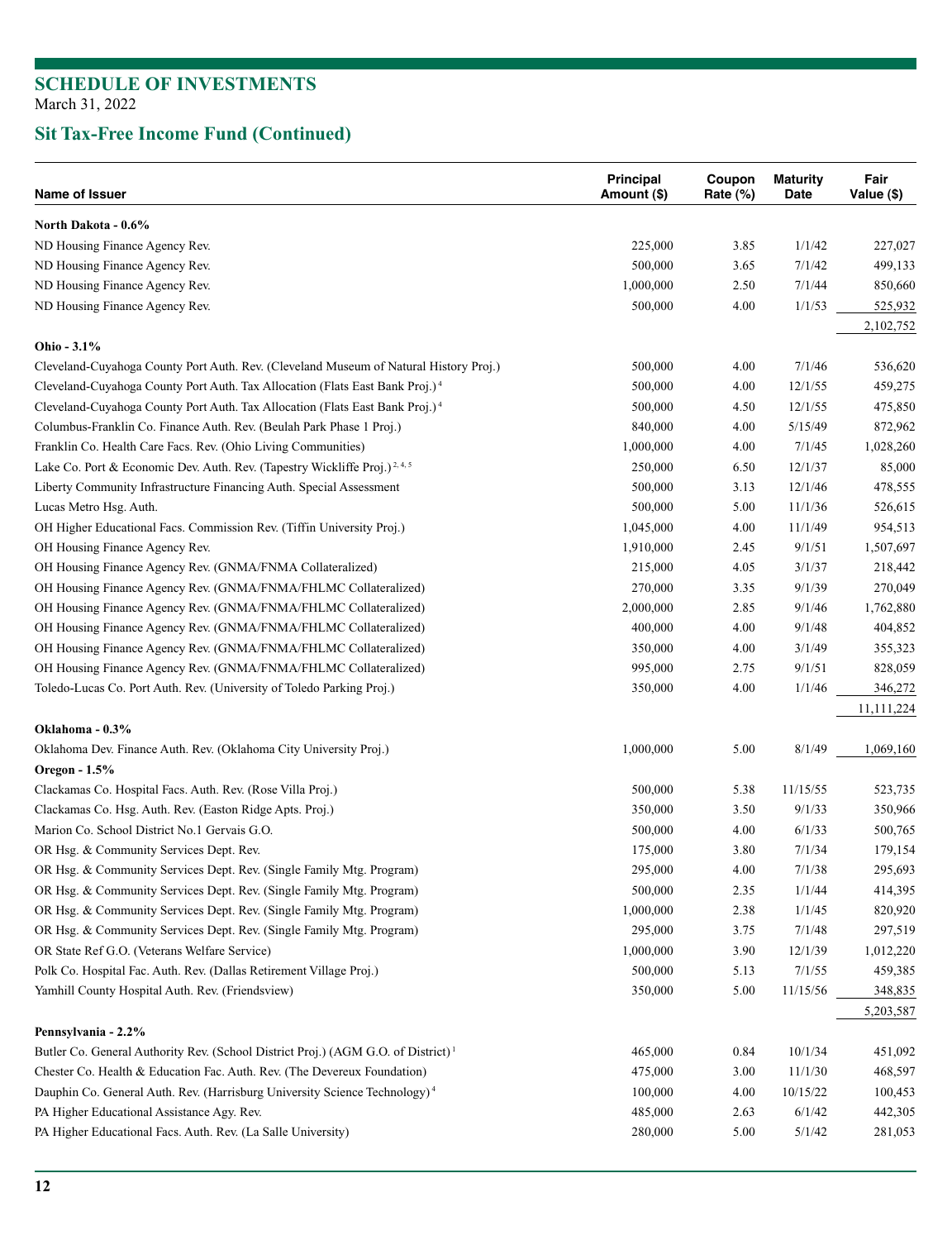# SCHEDULE OF INVESTMENTS

March 31, 2022

## Sit Tax-Free Income Fund (Continued)

| Name of Issuer | Principal Amount ($) | Coupon Rate (%) | Maturity Date | Fair Value ($) |
|---|---|---|---|---|
| **North Dakota - 0.6%** | | | | |
| ND Housing Finance Agency Rev. | 225,000 | 3.85 | 1/1/42 | 227,027 |
| ND Housing Finance Agency Rev. | 500,000 | 3.65 | 7/1/42 | 499,133 |
| ND Housing Finance Agency Rev. | 1,000,000 | 2.50 | 7/1/44 | 850,660 |
| ND Housing Finance Agency Rev. | 500,000 | 4.00 | 1/1/53 | 525,932 |
| | | | | 2,102,752 |
| **Ohio - 3.1%** | | | | |
| Cleveland-Cuyahoga County Port Auth. Rev. (Cleveland Museum of Natural History Proj.) | 500,000 | 4.00 | 7/1/46 | 536,620 |
| Cleveland-Cuyahoga County Port Auth. Tax Allocation (Flats East Bank Proj.) [4] | 500,000 | 4.00 | 12/1/55 | 459,275 |
| Cleveland-Cuyahoga County Port Auth. Tax Allocation (Flats East Bank Proj.) [4] | 500,000 | 4.50 | 12/1/55 | 475,850 |
| Columbus-Franklin Co. Finance Auth. Rev. (Beulah Park Phase 1 Proj.) | 840,000 | 4.00 | 5/15/49 | 872,962 |
| Franklin Co. Health Care Facs. Rev. (Ohio Living Communities) | 1,000,000 | 4.00 | 7/1/45 | 1,028,260 |
| Lake Co. Port & Economic Dev. Auth. Rev. (Tapestry Wickliffe Proj.) [2, 4, 5] | 250,000 | 6.50 | 12/1/37 | 85,000 |
| Liberty Community Infrastructure Financing Auth. Special Assessment | 500,000 | 3.13 | 12/1/46 | 478,555 |
| Lucas Metro Hsg. Auth. | 500,000 | 5.00 | 11/1/36 | 526,615 |
| OH Higher Educational Facs. Commission Rev. (Tiffin University Proj.) | 1,045,000 | 4.00 | 11/1/49 | 954,513 |
| OH Housing Finance Agency Rev. | 1,910,000 | 2.45 | 9/1/51 | 1,507,697 |
| OH Housing Finance Agency Rev. (GNMA/FNMA Collateralized) | 215,000 | 4.05 | 3/1/37 | 218,442 |
| OH Housing Finance Agency Rev. (GNMA/FNMA/FHLMC Collateralized) | 270,000 | 3.35 | 9/1/39 | 270,049 |
| OH Housing Finance Agency Rev. (GNMA/FNMA/FHLMC Collateralized) | 2,000,000 | 2.85 | 9/1/46 | 1,762,880 |
| OH Housing Finance Agency Rev. (GNMA/FNMA/FHLMC Collateralized) | 400,000 | 4.00 | 9/1/48 | 404,852 |
| OH Housing Finance Agency Rev. (GNMA/FNMA/FHLMC Collateralized) | 350,000 | 4.00 | 3/1/49 | 355,323 |
| OH Housing Finance Agency Rev. (GNMA/FNMA/FHLMC Collateralized) | 995,000 | 2.75 | 9/1/51 | 828,059 |
| Toledo-Lucas Co. Port Auth. Rev. (University of Toledo Parking Proj.) | 350,000 | 4.00 | 1/1/46 | 346,272 |
| | | | | 11,111,224 |
| **Oklahoma - 0.3%** | | | | |
| Oklahoma Dev. Finance Auth. Rev. (Oklahoma City University Proj.) | 1,000,000 | 5.00 | 8/1/49 | 1,069,160 |
| **Oregon - 1.5%** | | | | |
| Clackamas Co. Hospital Facs. Auth. Rev. (Rose Villa Proj.) | 500,000 | 5.38 | 11/15/55 | 523,735 |
| Clackamas Co. Hsg. Auth. Rev. (Easton Ridge Apts. Proj.) | 350,000 | 3.50 | 9/1/33 | 350,966 |
| Marion Co. School District No.1 Gervais G.O. | 500,000 | 4.00 | 6/1/33 | 500,765 |
| OR Hsg. & Community Services Dept. Rev. | 175,000 | 3.80 | 7/1/34 | 179,154 |
| OR Hsg. & Community Services Dept. Rev. (Single Family Mtg. Program) | 295,000 | 4.00 | 7/1/38 | 295,693 |
| OR Hsg. & Community Services Dept. Rev. (Single Family Mtg. Program) | 500,000 | 2.35 | 1/1/44 | 414,395 |
| OR Hsg. & Community Services Dept. Rev. (Single Family Mtg. Program) | 1,000,000 | 2.38 | 1/1/45 | 820,920 |
| OR Hsg. & Community Services Dept. Rev. (Single Family Mtg. Program) | 295,000 | 3.75 | 7/1/48 | 297,519 |
| OR State Ref G.O. (Veterans Welfare Service) | 1,000,000 | 3.90 | 12/1/39 | 1,012,220 |
| Polk Co. Hospital Fac. Auth. Rev. (Dallas Retirement Village Proj.) | 500,000 | 5.13 | 7/1/55 | 459,385 |
| Yamhill County Hospital Auth. Rev. (Friendsview) | 350,000 | 5.00 | 11/15/56 | 348,835 |
| | | | | 5,203,587 |
| **Pennsylvania - 2.2%** | | | | |
| Butler Co. General Authority Rev. (School District Proj.) (AGM G.O. of District) [1] | 465,000 | 0.84 | 10/1/34 | 451,092 |
| Chester Co. Health & Education Fac. Auth. Rev. (The Devereux Foundation) | 475,000 | 3.00 | 11/1/30 | 468,597 |
| Dauphin Co. General Auth. Rev. (Harrisburg University Science Technology) [4] | 100,000 | 4.00 | 10/15/22 | 100,453 |
| PA Higher Educational Assistance Agy. Rev. | 485,000 | 2.63 | 6/1/42 | 442,305 |
| PA Higher Educational Facs. Auth. Rev. (La Salle University) | 280,000 | 5.00 | 5/1/42 | 281,053 |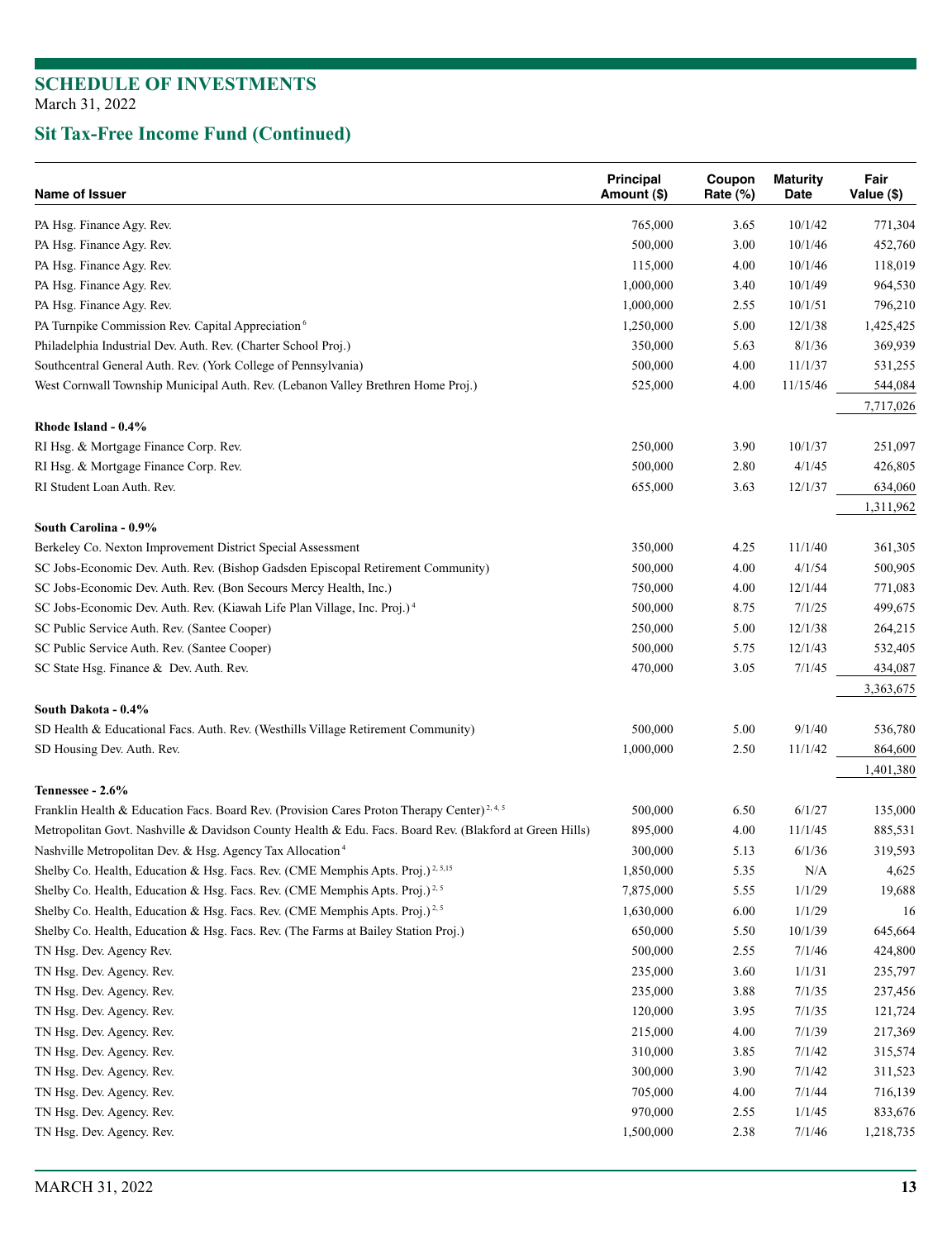## SCHEDULE OF INVESTMENTS
March 31, 2022

## Sit Tax-Free Income Fund (Continued)

| Name of Issuer | Principal Amount ($) | Coupon Rate (%) | Maturity Date | Fair Value ($) |
|---|---|---|---|---|
| PA Hsg. Finance Agy. Rev. | 765,000 | 3.65 | 10/1/42 | 771,304 |
| PA Hsg. Finance Agy. Rev. | 500,000 | 3.00 | 10/1/46 | 452,760 |
| PA Hsg. Finance Agy. Rev. | 115,000 | 4.00 | 10/1/46 | 118,019 |
| PA Hsg. Finance Agy. Rev. | 1,000,000 | 3.40 | 10/1/49 | 964,530 |
| PA Hsg. Finance Agy. Rev. | 1,000,000 | 2.55 | 10/1/51 | 796,210 |
| PA Turnpike Commission Rev. Capital Appreciation [6] | 1,250,000 | 5.00 | 12/1/38 | 1,425,425 |
| Philadelphia Industrial Dev. Auth. Rev. (Charter School Proj.) | 350,000 | 5.63 | 8/1/36 | 369,939 |
| Southcentral General Auth. Rev. (York College of Pennsylvania) | 500,000 | 4.00 | 11/1/37 | 531,255 |
| West Cornwall Township Municipal Auth. Rev. (Lebanon Valley Brethren Home Proj.) | 525,000 | 4.00 | 11/15/46 | 544,084 |
| | | | | 7,717,026 |
| **Rhode Island - 0.4%** | | | | |
| RI Hsg. & Mortgage Finance Corp. Rev. | 250,000 | 3.90 | 10/1/37 | 251,097 |
| RI Hsg. & Mortgage Finance Corp. Rev. | 500,000 | 2.80 | 4/1/45 | 426,805 |
| RI Student Loan Auth. Rev. | 655,000 | 3.63 | 12/1/37 | 634,060 |
| | | | | 1,311,962 |
| **South Carolina - 0.9%** | | | | |
| Berkeley Co. Nexton Improvement District Special Assessment | 350,000 | 4.25 | 11/1/40 | 361,305 |
| SC Jobs-Economic Dev. Auth. Rev. (Bishop Gadsden Episcopal Retirement Community) | 500,000 | 4.00 | 4/1/54 | 500,905 |
| SC Jobs-Economic Dev. Auth. Rev. (Bon Secours Mercy Health, Inc.) | 750,000 | 4.00 | 12/1/44 | 771,083 |
| SC Jobs-Economic Dev. Auth. Rev. (Kiawah Life Plan Village, Inc. Proj.) [4] | 500,000 | 8.75 | 7/1/25 | 499,675 |
| SC Public Service Auth. Rev. (Santee Cooper) | 250,000 | 5.00 | 12/1/38 | 264,215 |
| SC Public Service Auth. Rev. (Santee Cooper) | 500,000 | 5.75 | 12/1/43 | 532,405 |
| SC State Hsg. Finance & Dev. Auth. Rev. | 470,000 | 3.05 | 7/1/45 | 434,087 |
| | | | | 3,363,675 |
| **South Dakota - 0.4%** | | | | |
| SD Health & Educational Facs. Auth. Rev. (Westhills Village Retirement Community) | 500,000 | 5.00 | 9/1/40 | 536,780 |
| SD Housing Dev. Auth. Rev. | 1,000,000 | 2.50 | 11/1/42 | 864,600 |
| | | | | 1,401,380 |
| **Tennessee - 2.6%** | | | | |
| Franklin Health & Education Facs. Board Rev. (Provision Cares Proton Therapy Center) [2, 4, 5] | 500,000 | 6.50 | 6/1/27 | 135,000 |
| Metropolitan Govt. Nashville & Davidson County Health & Edu. Facs. Board Rev. (Blakford at Green Hills) | 895,000 | 4.00 | 11/1/45 | 885,531 |
| Nashville Metropolitan Dev. & Hsg. Agency Tax Allocation [4] | 300,000 | 5.13 | 6/1/36 | 319,593 |
| Shelby Co. Health, Education & Hsg. Facs. Rev. (CME Memphis Apts. Proj.) [2, 5,15] | 1,850,000 | 5.35 | N/A | 4,625 |
| Shelby Co. Health, Education & Hsg. Facs. Rev. (CME Memphis Apts. Proj.) [2, 5] | 7,875,000 | 5.55 | 1/1/29 | 19,688 |
| Shelby Co. Health, Education & Hsg. Facs. Rev. (CME Memphis Apts. Proj.) [2, 5] | 1,630,000 | 6.00 | 1/1/29 | 16 |
| Shelby Co. Health, Education & Hsg. Facs. Rev. (The Farms at Bailey Station Proj.) | 650,000 | 5.50 | 10/1/39 | 645,664 |
| TN Hsg. Dev. Agency Rev. | 500,000 | 2.55 | 7/1/46 | 424,800 |
| TN Hsg. Dev. Agency. Rev. | 235,000 | 3.60 | 1/1/31 | 235,797 |
| TN Hsg. Dev. Agency. Rev. | 235,000 | 3.88 | 7/1/35 | 237,456 |
| TN Hsg. Dev. Agency. Rev. | 120,000 | 3.95 | 7/1/35 | 121,724 |
| TN Hsg. Dev. Agency. Rev. | 215,000 | 4.00 | 7/1/39 | 217,369 |
| TN Hsg. Dev. Agency. Rev. | 310,000 | 3.85 | 7/1/42 | 315,574 |
| TN Hsg. Dev. Agency. Rev. | 300,000 | 3.90 | 7/1/42 | 311,523 |
| TN Hsg. Dev. Agency. Rev. | 705,000 | 4.00 | 7/1/44 | 716,139 |
| TN Hsg. Dev. Agency. Rev. | 970,000 | 2.55 | 1/1/45 | 833,676 |
| TN Hsg. Dev. Agency. Rev. | 1,500,000 | 2.38 | 7/1/46 | 1,218,735 |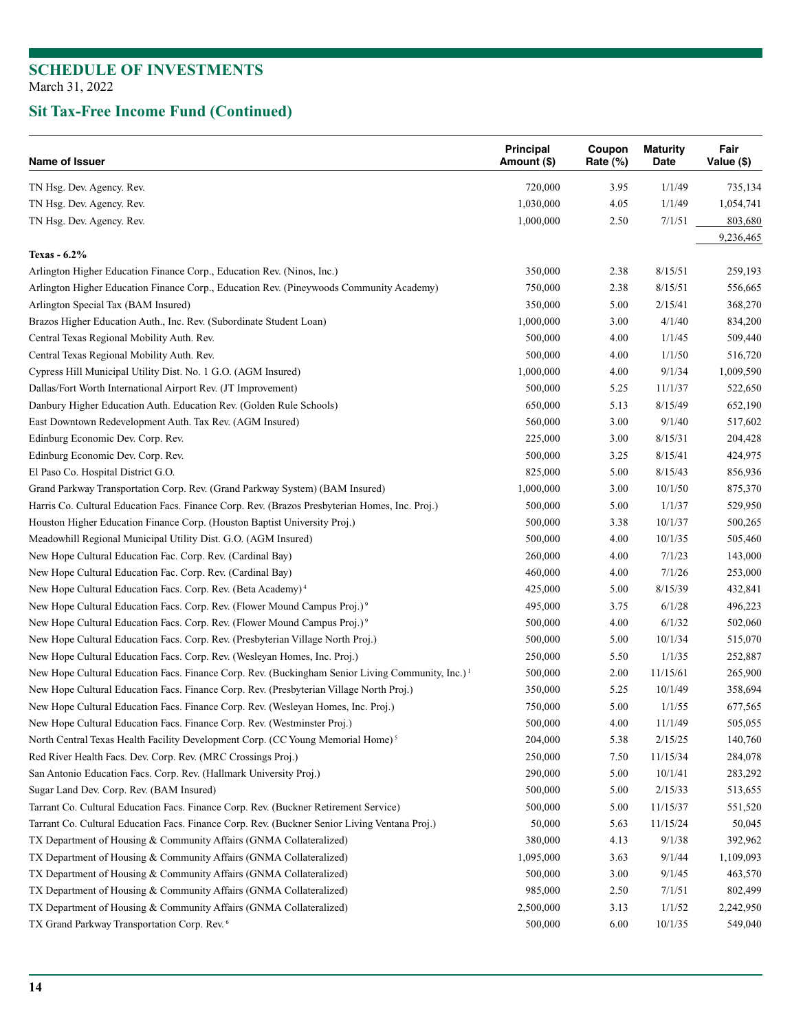## SCHEDULE OF INVESTMENTS
March 31, 2022

## Sit Tax-Free Income Fund (Continued)

| Name of Issuer | Principal Amount ($) | Coupon Rate (%) | Maturity Date | Fair Value ($) |
|---|---|---|---|---|
| TN Hsg. Dev. Agency. Rev. | 720,000 | 3.95 | 1/1/49 | 735,134 |
| TN Hsg. Dev. Agency. Rev. | 1,030,000 | 4.05 | 1/1/49 | 1,054,741 |
| TN Hsg. Dev. Agency. Rev. | 1,000,000 | 2.50 | 7/1/51 | 803,680 |
| | | | | 9,236,465 |
| **Texas - 6.2%** | | | | |
| Arlington Higher Education Finance Corp., Education Rev. (Ninos, Inc.) | 350,000 | 2.38 | 8/15/51 | 259,193 |
| Arlington Higher Education Finance Corp., Education Rev. (Pineywoods Community Academy) | 750,000 | 2.38 | 8/15/51 | 556,665 |
| Arlington Special Tax (BAM Insured) | 350,000 | 5.00 | 2/15/41 | 368,270 |
| Brazos Higher Education Auth., Inc. Rev. (Subordinate Student Loan) | 1,000,000 | 3.00 | 4/1/40 | 834,200 |
| Central Texas Regional Mobility Auth. Rev. | 500,000 | 4.00 | 1/1/45 | 509,440 |
| Central Texas Regional Mobility Auth. Rev. | 500,000 | 4.00 | 1/1/50 | 516,720 |
| Cypress Hill Municipal Utility Dist. No. 1 G.O. (AGM Insured) | 1,000,000 | 4.00 | 9/1/34 | 1,009,590 |
| Dallas/Fort Worth International Airport Rev. (JT Improvement) | 500,000 | 5.25 | 11/1/37 | 522,650 |
| Danbury Higher Education Auth. Education Rev. (Golden Rule Schools) | 650,000 | 5.13 | 8/15/49 | 652,190 |
| East Downtown Redevelopment Auth. Tax Rev. (AGM Insured) | 560,000 | 3.00 | 9/1/40 | 517,602 |
| Edinburg Economic Dev. Corp. Rev. | 225,000 | 3.00 | 8/15/31 | 204,428 |
| Edinburg Economic Dev. Corp. Rev. | 500,000 | 3.25 | 8/15/41 | 424,975 |
| El Paso Co. Hospital District G.O. | 825,000 | 5.00 | 8/15/43 | 856,936 |
| Grand Parkway Transportation Corp. Rev. (Grand Parkway System) (BAM Insured) | 1,000,000 | 3.00 | 10/1/50 | 875,370 |
| Harris Co. Cultural Education Facs. Finance Corp. Rev. (Brazos Presbyterian Homes, Inc. Proj.) | 500,000 | 5.00 | 1/1/37 | 529,950 |
| Houston Higher Education Finance Corp. (Houston Baptist University Proj.) | 500,000 | 3.38 | 10/1/37 | 500,265 |
| Meadowhill Regional Municipal Utility Dist. G.O. (AGM Insured) | 500,000 | 4.00 | 10/1/35 | 505,460 |
| New Hope Cultural Education Fac. Corp. Rev. (Cardinal Bay) | 260,000 | 4.00 | 7/1/23 | 143,000 |
| New Hope Cultural Education Fac. Corp. Rev. (Cardinal Bay) | 460,000 | 4.00 | 7/1/26 | 253,000 |
| New Hope Cultural Education Facs. Corp. Rev. (Beta Academy) [4] | 425,000 | 5.00 | 8/15/39 | 432,841 |
| New Hope Cultural Education Facs. Corp. Rev. (Flower Mound Campus Proj.) [9] | 495,000 | 3.75 | 6/1/28 | 496,223 |
| New Hope Cultural Education Facs. Corp. Rev. (Flower Mound Campus Proj.) [9] | 500,000 | 4.00 | 6/1/32 | 502,060 |
| New Hope Cultural Education Facs. Corp. Rev. (Presbyterian Village North Proj.) | 500,000 | 5.00 | 10/1/34 | 515,070 |
| New Hope Cultural Education Facs. Corp. Rev. (Wesleyan Homes, Inc. Proj.) | 250,000 | 5.50 | 1/1/35 | 252,887 |
| New Hope Cultural Education Facs. Finance Corp. Rev. (Buckingham Senior Living Community, Inc.) [1] | 500,000 | 2.00 | 11/15/61 | 265,900 |
| New Hope Cultural Education Facs. Finance Corp. Rev. (Presbyterian Village North Proj.) | 350,000 | 5.25 | 10/1/49 | 358,694 |
| New Hope Cultural Education Facs. Finance Corp. Rev. (Wesleyan Homes, Inc. Proj.) | 750,000 | 5.00 | 1/1/55 | 677,565 |
| New Hope Cultural Education Facs. Finance Corp. Rev. (Westminster Proj.) | 500,000 | 4.00 | 11/1/49 | 505,055 |
| North Central Texas Health Facility Development Corp. (CC Young Memorial Home) [5] | 204,000 | 5.38 | 2/15/25 | 140,760 |
| Red River Health Facs. Dev. Corp. Rev. (MRC Crossings Proj.) | 250,000 | 7.50 | 11/15/34 | 284,078 |
| San Antonio Education Facs. Corp. Rev. (Hallmark University Proj.) | 290,000 | 5.00 | 10/1/41 | 283,292 |
| Sugar Land Dev. Corp. Rev. (BAM Insured) | 500,000 | 5.00 | 2/15/33 | 513,655 |
| Tarrant Co. Cultural Education Facs. Finance Corp. Rev. (Buckner Retirement Service) | 500,000 | 5.00 | 11/15/37 | 551,520 |
| Tarrant Co. Cultural Education Facs. Finance Corp. Rev. (Buckner Senior Living Ventana Proj.) | 50,000 | 5.63 | 11/15/24 | 50,045 |
| TX Department of Housing & Community Affairs (GNMA Collateralized) | 380,000 | 4.13 | 9/1/38 | 392,962 |
| TX Department of Housing & Community Affairs (GNMA Collateralized) | 1,095,000 | 3.63 | 9/1/44 | 1,109,093 |
| TX Department of Housing & Community Affairs (GNMA Collateralized) | 500,000 | 3.00 | 9/1/45 | 463,570 |
| TX Department of Housing & Community Affairs (GNMA Collateralized) | 985,000 | 2.50 | 7/1/51 | 802,499 |
| TX Department of Housing & Community Affairs (GNMA Collateralized) | 2,500,000 | 3.13 | 1/1/52 | 2,242,950 |
| TX Grand Parkway Transportation Corp. Rev. [6] | 500,000 | 6.00 | 10/1/35 | 549,040 |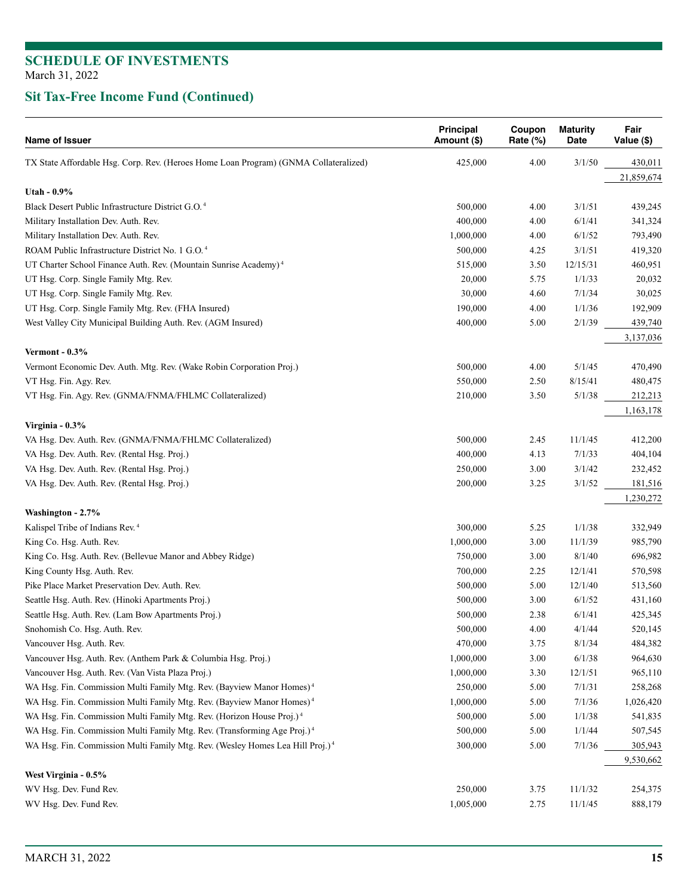## SCHEDULE OF INVESTMENTS
March 31, 2022

## Sit Tax-Free Income Fund (Continued)

| Name of Issuer | Principal Amount ($) | Coupon Rate (%) | Maturity Date | Fair Value ($) |
|---|---|---|---|---|
| TX State Affordable Hsg. Corp. Rev. (Heroes Home Loan Program) (GNMA Collateralized) | 425,000 | 4.00 | 3/1/50 | 430,011 |
| | | | | 21,859,674 |
| **Utah - 0.9%** | | | | |
| Black Desert Public Infrastructure District G.O. [4] | 500,000 | 4.00 | 3/1/51 | 439,245 |
| Military Installation Dev. Auth. Rev. | 400,000 | 4.00 | 6/1/41 | 341,324 |
| Military Installation Dev. Auth. Rev. | 1,000,000 | 4.00 | 6/1/52 | 793,490 |
| ROAM Public Infrastructure District No. 1 G.O. [4] | 500,000 | 4.25 | 3/1/51 | 419,320 |
| UT Charter School Finance Auth. Rev. (Mountain Sunrise Academy) [4] | 515,000 | 3.50 | 12/15/31 | 460,951 |
| UT Hsg. Corp. Single Family Mtg. Rev. | 20,000 | 5.75 | 1/1/33 | 20,032 |
| UT Hsg. Corp. Single Family Mtg. Rev. | 30,000 | 4.60 | 7/1/34 | 30,025 |
| UT Hsg. Corp. Single Family Mtg. Rev. (FHA Insured) | 190,000 | 4.00 | 1/1/36 | 192,909 |
| West Valley City Municipal Building Auth. Rev. (AGM Insured) | 400,000 | 5.00 | 2/1/39 | 439,740 |
| | | | | 3,137,036 |
| **Vermont - 0.3%** | | | | |
| Vermont Economic Dev. Auth. Mtg. Rev. (Wake Robin Corporation Proj.) | 500,000 | 4.00 | 5/1/45 | 470,490 |
| VT Hsg. Fin. Agy. Rev. | 550,000 | 2.50 | 8/15/41 | 480,475 |
| VT Hsg. Fin. Agy. Rev. (GNMA/FNMA/FHLMC Collateralized) | 210,000 | 3.50 | 5/1/38 | 212,213 |
| | | | | 1,163,178 |
| **Virginia - 0.3%** | | | | |
| VA Hsg. Dev. Auth. Rev. (GNMA/FNMA/FHLMC Collateralized) | 500,000 | 2.45 | 11/1/45 | 412,200 |
| VA Hsg. Dev. Auth. Rev. (Rental Hsg. Proj.) | 400,000 | 4.13 | 7/1/33 | 404,104 |
| VA Hsg. Dev. Auth. Rev. (Rental Hsg. Proj.) | 250,000 | 3.00 | 3/1/42 | 232,452 |
| VA Hsg. Dev. Auth. Rev. (Rental Hsg. Proj.) | 200,000 | 3.25 | 3/1/52 | 181,516 |
| | | | | 1,230,272 |
| **Washington - 2.7%** | | | | |
| Kalispel Tribe of Indians Rev. [4] | 300,000 | 5.25 | 1/1/38 | 332,949 |
| King Co. Hsg. Auth. Rev. | 1,000,000 | 3.00 | 11/1/39 | 985,790 |
| King Co. Hsg. Auth. Rev. (Bellevue Manor and Abbey Ridge) | 750,000 | 3.00 | 8/1/40 | 696,982 |
| King County Hsg. Auth. Rev. | 700,000 | 2.25 | 12/1/41 | 570,598 |
| Pike Place Market Preservation Dev. Auth. Rev. | 500,000 | 5.00 | 12/1/40 | 513,560 |
| Seattle Hsg. Auth. Rev. (Hinoki Apartments Proj.) | 500,000 | 3.00 | 6/1/52 | 431,160 |
| Seattle Hsg. Auth. Rev. (Lam Bow Apartments Proj.) | 500,000 | 2.38 | 6/1/41 | 425,345 |
| Snohomish Co. Hsg. Auth. Rev. | 500,000 | 4.00 | 4/1/44 | 520,145 |
| Vancouver Hsg. Auth. Rev. | 470,000 | 3.75 | 8/1/34 | 484,382 |
| Vancouver Hsg. Auth. Rev. (Anthem Park & Columbia Hsg. Proj.) | 1,000,000 | 3.00 | 6/1/38 | 964,630 |
| Vancouver Hsg. Auth. Rev. (Van Vista Plaza Proj.) | 1,000,000 | 3.30 | 12/1/51 | 965,110 |
| WA Hsg. Fin. Commission Multi Family Mtg. Rev. (Bayview Manor Homes) [4] | 250,000 | 5.00 | 7/1/31 | 258,268 |
| WA Hsg. Fin. Commission Multi Family Mtg. Rev. (Bayview Manor Homes) [4] | 1,000,000 | 5.00 | 7/1/36 | 1,026,420 |
| WA Hsg. Fin. Commission Multi Family Mtg. Rev. (Horizon House Proj.) [4] | 500,000 | 5.00 | 1/1/38 | 541,835 |
| WA Hsg. Fin. Commission Multi Family Mtg. Rev. (Transforming Age Proj.) [4] | 500,000 | 5.00 | 1/1/44 | 507,545 |
| WA Hsg. Fin. Commission Multi Family Mtg. Rev. (Wesley Homes Lea Hill Proj.) [4] | 300,000 | 5.00 | 7/1/36 | 305,943 |
| | | | | 9,530,662 |
| **West Virginia - 0.5%** | | | | |
| WV Hsg. Dev. Fund Rev. | 250,000 | 3.75 | 11/1/32 | 254,375 |
| WV Hsg. Dev. Fund Rev. | 1,005,000 | 2.75 | 11/1/45 | 888,179 |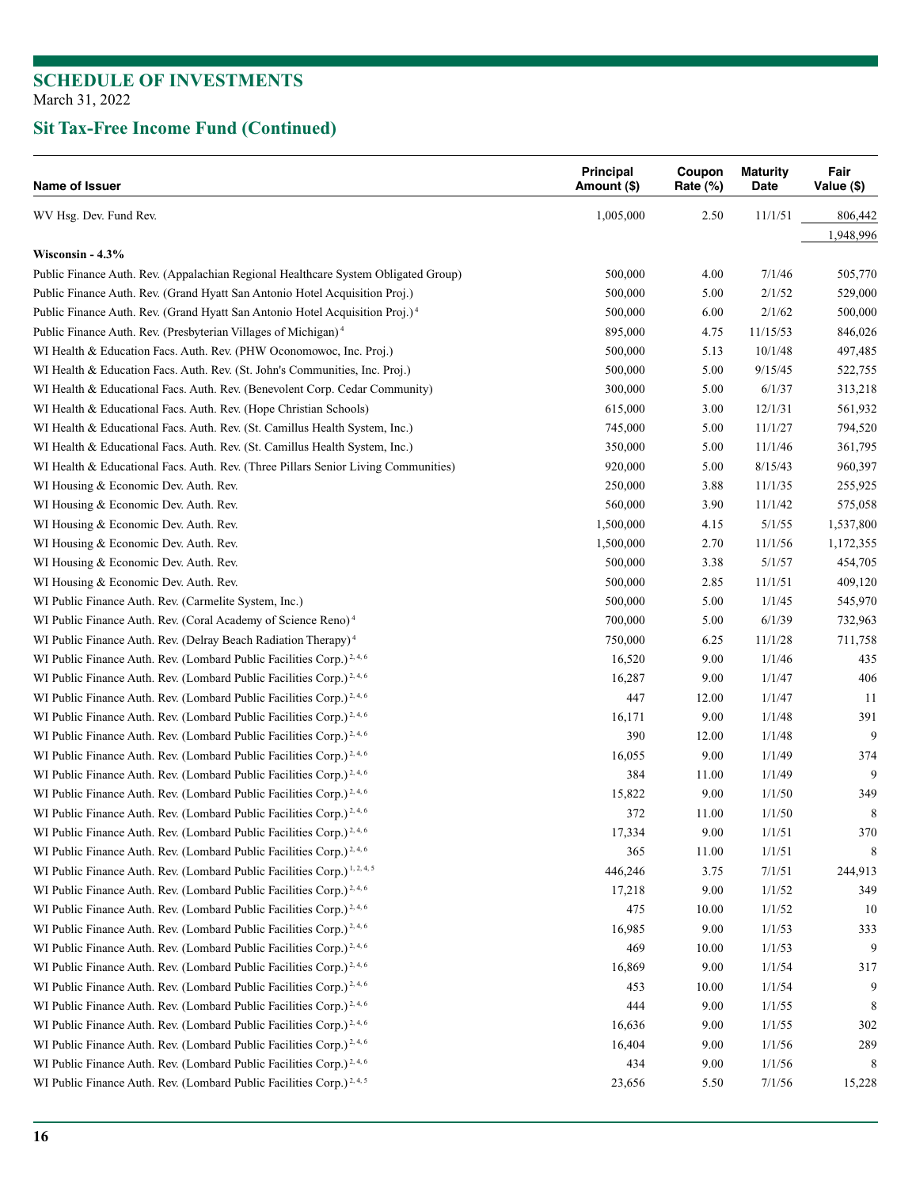# SCHEDULE OF INVESTMENTS

March 31, 2022

## Sit Tax-Free Income Fund (Continued)

| Name of Issuer | Principal Amount ($) | Coupon Rate (%) | Maturity Date | Fair Value ($) |
|---|---|---|---|---|
| WV Hsg. Dev. Fund Rev. | 1,005,000 | 2.50 | 11/1/51 | 806,442 |
| | | | | 1,948,996 |
| **Wisconsin - 4.3%** | | | | |
| Public Finance Auth. Rev. (Appalachian Regional Healthcare System Obligated Group) | 500,000 | 4.00 | 7/1/46 | 505,770 |
| Public Finance Auth. Rev. (Grand Hyatt San Antonio Hotel Acquisition Proj.) | 500,000 | 5.00 | 2/1/52 | 529,000 |
| Public Finance Auth. Rev. (Grand Hyatt San Antonio Hotel Acquisition Proj.) [4] | 500,000 | 6.00 | 2/1/62 | 500,000 |
| Public Finance Auth. Rev. (Presbyterian Villages of Michigan) [4] | 895,000 | 4.75 | 11/15/53 | 846,026 |
| WI Health & Education Facs. Auth. Rev. (PHW Oconomowoc, Inc. Proj.) | 500,000 | 5.13 | 10/1/48 | 497,485 |
| WI Health & Education Facs. Auth. Rev. (St. John's Communities, Inc. Proj.) | 500,000 | 5.00 | 9/15/45 | 522,755 |
| WI Health & Educational Facs. Auth. Rev. (Benevolent Corp. Cedar Community) | 300,000 | 5.00 | 6/1/37 | 313,218 |
| WI Health & Educational Facs. Auth. Rev. (Hope Christian Schools) | 615,000 | 3.00 | 12/1/31 | 561,932 |
| WI Health & Educational Facs. Auth. Rev. (St. Camillus Health System, Inc.) | 745,000 | 5.00 | 11/1/27 | 794,520 |
| WI Health & Educational Facs. Auth. Rev. (St. Camillus Health System, Inc.) | 350,000 | 5.00 | 11/1/46 | 361,795 |
| WI Health & Educational Facs. Auth. Rev. (Three Pillars Senior Living Communities) | 920,000 | 5.00 | 8/15/43 | 960,397 |
| WI Housing & Economic Dev. Auth. Rev. | 250,000 | 3.88 | 11/1/35 | 255,925 |
| WI Housing & Economic Dev. Auth. Rev. | 560,000 | 3.90 | 11/1/42 | 575,058 |
| WI Housing & Economic Dev. Auth. Rev. | 1,500,000 | 4.15 | 5/1/55 | 1,537,800 |
| WI Housing & Economic Dev. Auth. Rev. | 1,500,000 | 2.70 | 11/1/56 | 1,172,355 |
| WI Housing & Economic Dev. Auth. Rev. | 500,000 | 3.38 | 5/1/57 | 454,705 |
| WI Housing & Economic Dev. Auth. Rev. | 500,000 | 2.85 | 11/1/51 | 409,120 |
| WI Public Finance Auth. Rev. (Carmelite System, Inc.) | 500,000 | 5.00 | 1/1/45 | 545,970 |
| WI Public Finance Auth. Rev. (Coral Academy of Science Reno) [4] | 700,000 | 5.00 | 6/1/39 | 732,963 |
| WI Public Finance Auth. Rev. (Delray Beach Radiation Therapy) [4] | 750,000 | 6.25 | 11/1/28 | 711,758 |
| WI Public Finance Auth. Rev. (Lombard Public Facilities Corp.) [2, 4, 6] | 16,520 | 9.00 | 1/1/46 | 435 |
| WI Public Finance Auth. Rev. (Lombard Public Facilities Corp.) [2, 4, 6] | 16,287 | 9.00 | 1/1/47 | 406 |
| WI Public Finance Auth. Rev. (Lombard Public Facilities Corp.) [2, 4, 6] | 447 | 12.00 | 1/1/47 | 11 |
| WI Public Finance Auth. Rev. (Lombard Public Facilities Corp.) [2, 4, 6] | 16,171 | 9.00 | 1/1/48 | 391 |
| WI Public Finance Auth. Rev. (Lombard Public Facilities Corp.) [2, 4, 6] | 390 | 12.00 | 1/1/48 | 9 |
| WI Public Finance Auth. Rev. (Lombard Public Facilities Corp.) [2, 4, 6] | 16,055 | 9.00 | 1/1/49 | 374 |
| WI Public Finance Auth. Rev. (Lombard Public Facilities Corp.) [2, 4, 6] | 384 | 11.00 | 1/1/49 | 9 |
| WI Public Finance Auth. Rev. (Lombard Public Facilities Corp.) [2, 4, 6] | 15,822 | 9.00 | 1/1/50 | 349 |
| WI Public Finance Auth. Rev. (Lombard Public Facilities Corp.) [2, 4, 6] | 372 | 11.00 | 1/1/50 | 8 |
| WI Public Finance Auth. Rev. (Lombard Public Facilities Corp.) [2, 4, 6] | 17,334 | 9.00 | 1/1/51 | 370 |
| WI Public Finance Auth. Rev. (Lombard Public Facilities Corp.) [2, 4, 6] | 365 | 11.00 | 1/1/51 | 8 |
| WI Public Finance Auth. Rev. (Lombard Public Facilities Corp.) [1, 2, 4, 5] | 446,246 | 3.75 | 7/1/51 | 244,913 |
| WI Public Finance Auth. Rev. (Lombard Public Facilities Corp.) [2, 4, 6] | 17,218 | 9.00 | 1/1/52 | 349 |
| WI Public Finance Auth. Rev. (Lombard Public Facilities Corp.) [2, 4, 6] | 475 | 10.00 | 1/1/52 | 10 |
| WI Public Finance Auth. Rev. (Lombard Public Facilities Corp.) [2, 4, 6] | 16,985 | 9.00 | 1/1/53 | 333 |
| WI Public Finance Auth. Rev. (Lombard Public Facilities Corp.) [2, 4, 6] | 469 | 10.00 | 1/1/53 | 9 |
| WI Public Finance Auth. Rev. (Lombard Public Facilities Corp.) [2, 4, 6] | 16,869 | 9.00 | 1/1/54 | 317 |
| WI Public Finance Auth. Rev. (Lombard Public Facilities Corp.) [2, 4, 6] | 453 | 10.00 | 1/1/54 | 9 |
| WI Public Finance Auth. Rev. (Lombard Public Facilities Corp.) [2, 4, 6] | 444 | 9.00 | 1/1/55 | 8 |
| WI Public Finance Auth. Rev. (Lombard Public Facilities Corp.) [2, 4, 6] | 16,636 | 9.00 | 1/1/55 | 302 |
| WI Public Finance Auth. Rev. (Lombard Public Facilities Corp.) [2, 4, 6] | 16,404 | 9.00 | 1/1/56 | 289 |
| WI Public Finance Auth. Rev. (Lombard Public Facilities Corp.) [2, 4, 6] | 434 | 9.00 | 1/1/56 | 8 |
| WI Public Finance Auth. Rev. (Lombard Public Facilities Corp.) [2, 4, 5] | 23,656 | 5.50 | 7/1/56 | 15,228 |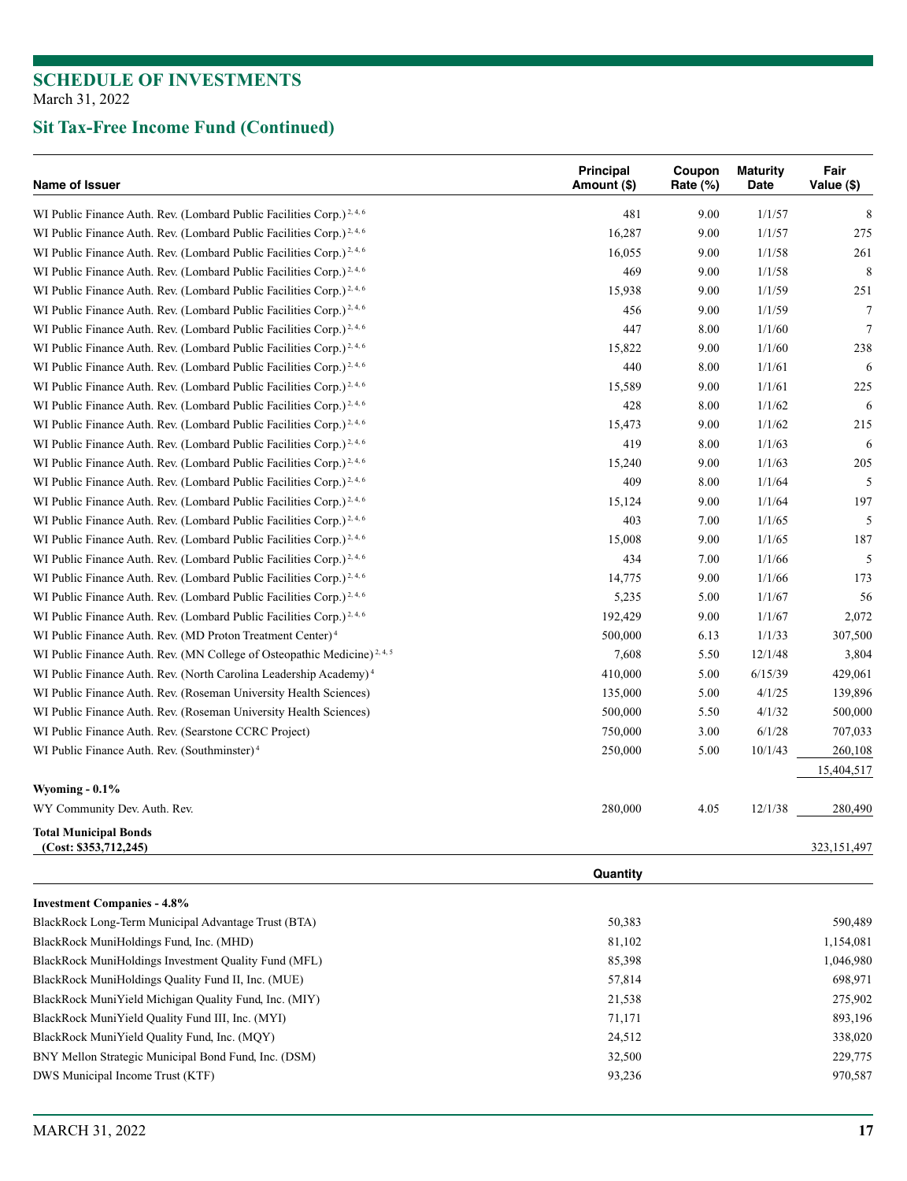## SCHEDULE OF INVESTMENTS

March 31, 2022

## Sit Tax-Free Income Fund (Continued)

| Name of Issuer | Principal Amount ($) | Coupon Rate (%) | Maturity Date | Fair Value ($) |
|---|---|---|---|---|
| WI Public Finance Auth. Rev. (Lombard Public Facilities Corp.) [2, 4, 6] | 481 | 9.00 | 1/1/57 | 8 |
| WI Public Finance Auth. Rev. (Lombard Public Facilities Corp.) [2, 4, 6] | 16,287 | 9.00 | 1/1/57 | 275 |
| WI Public Finance Auth. Rev. (Lombard Public Facilities Corp.) [2, 4, 6] | 16,055 | 9.00 | 1/1/58 | 261 |
| WI Public Finance Auth. Rev. (Lombard Public Facilities Corp.) [2, 4, 6] | 469 | 9.00 | 1/1/58 | 8 |
| WI Public Finance Auth. Rev. (Lombard Public Facilities Corp.) [2, 4, 6] | 15,938 | 9.00 | 1/1/59 | 251 |
| WI Public Finance Auth. Rev. (Lombard Public Facilities Corp.) [2, 4, 6] | 456 | 9.00 | 1/1/59 | 7 |
| WI Public Finance Auth. Rev. (Lombard Public Facilities Corp.) [2, 4, 6] | 447 | 8.00 | 1/1/60 | 7 |
| WI Public Finance Auth. Rev. (Lombard Public Facilities Corp.) [2, 4, 6] | 15,822 | 9.00 | 1/1/60 | 238 |
| WI Public Finance Auth. Rev. (Lombard Public Facilities Corp.) [2, 4, 6] | 440 | 8.00 | 1/1/61 | 6 |
| WI Public Finance Auth. Rev. (Lombard Public Facilities Corp.) [2, 4, 6] | 15,589 | 9.00 | 1/1/61 | 225 |
| WI Public Finance Auth. Rev. (Lombard Public Facilities Corp.) [2, 4, 6] | 428 | 8.00 | 1/1/62 | 6 |
| WI Public Finance Auth. Rev. (Lombard Public Facilities Corp.) [2, 4, 6] | 15,473 | 9.00 | 1/1/62 | 215 |
| WI Public Finance Auth. Rev. (Lombard Public Facilities Corp.) [2, 4, 6] | 419 | 8.00 | 1/1/63 | 6 |
| WI Public Finance Auth. Rev. (Lombard Public Facilities Corp.) [2, 4, 6] | 15,240 | 9.00 | 1/1/63 | 205 |
| WI Public Finance Auth. Rev. (Lombard Public Facilities Corp.) [2, 4, 6] | 409 | 8.00 | 1/1/64 | 5 |
| WI Public Finance Auth. Rev. (Lombard Public Facilities Corp.) [2, 4, 6] | 15,124 | 9.00 | 1/1/64 | 197 |
| WI Public Finance Auth. Rev. (Lombard Public Facilities Corp.) [2, 4, 6] | 403 | 7.00 | 1/1/65 | 5 |
| WI Public Finance Auth. Rev. (Lombard Public Facilities Corp.) [2, 4, 6] | 15,008 | 9.00 | 1/1/65 | 187 |
| WI Public Finance Auth. Rev. (Lombard Public Facilities Corp.) [2, 4, 6] | 434 | 7.00 | 1/1/66 | 5 |
| WI Public Finance Auth. Rev. (Lombard Public Facilities Corp.) [2, 4, 6] | 14,775 | 9.00 | 1/1/66 | 173 |
| WI Public Finance Auth. Rev. (Lombard Public Facilities Corp.) [2, 4, 6] | 5,235 | 5.00 | 1/1/67 | 56 |
| WI Public Finance Auth. Rev. (Lombard Public Facilities Corp.) [2, 4, 6] | 192,429 | 9.00 | 1/1/67 | 2,072 |
| WI Public Finance Auth. Rev. (MD Proton Treatment Center) [4] | 500,000 | 6.13 | 1/1/33 | 307,500 |
| WI Public Finance Auth. Rev. (MN College of Osteopathic Medicine) [2, 4, 5] | 7,608 | 5.50 | 12/1/48 | 3,804 |
| WI Public Finance Auth. Rev. (North Carolina Leadership Academy) [4] | 410,000 | 5.00 | 6/15/39 | 429,061 |
| WI Public Finance Auth. Rev. (Roseman University Health Sciences) | 135,000 | 5.00 | 4/1/25 | 139,896 |
| WI Public Finance Auth. Rev. (Roseman University Health Sciences) | 500,000 | 5.50 | 4/1/32 | 500,000 |
| WI Public Finance Auth. Rev. (Searstone CCRC Project) | 750,000 | 3.00 | 6/1/28 | 707,033 |
| WI Public Finance Auth. Rev. (Southminster) [4] | 250,000 | 5.00 | 10/1/43 | 260,108 |
| | | | | 15,404,517 |
| **Wyoming - 0.1%** | | | | |
| WY Community Dev. Auth. Rev. | 280,000 | 4.05 | 12/1/38 | 280,490 |
| **Total Municipal Bonds (Cost: $353,712,245)** | | | | 323,151,497 |

| | Quantity | Fair Value ($) |
|---|---|---|
| **Investment Companies - 4.8%** | | |
| BlackRock Long-Term Municipal Advantage Trust (BTA) | 50,383 | 590,489 |
| BlackRock MuniHoldings Fund, Inc. (MHD) | 81,102 | 1,154,081 |
| BlackRock MuniHoldings Investment Quality Fund (MFL) | 85,398 | 1,046,980 |
| BlackRock MuniHoldings Quality Fund II, Inc. (MUE) | 57,814 | 698,971 |
| BlackRock MuniYield Michigan Quality Fund, Inc. (MIY) | 21,538 | 275,902 |
| BlackRock MuniYield Quality Fund III, Inc. (MYI) | 71,171 | 893,196 |
| BlackRock MuniYield Quality Fund, Inc. (MQY) | 24,512 | 338,020 |
| BNY Mellon Strategic Municipal Bond Fund, Inc. (DSM) | 32,500 | 229,775 |
| DWS Municipal Income Trust (KTF) | 93,236 | 970,587 |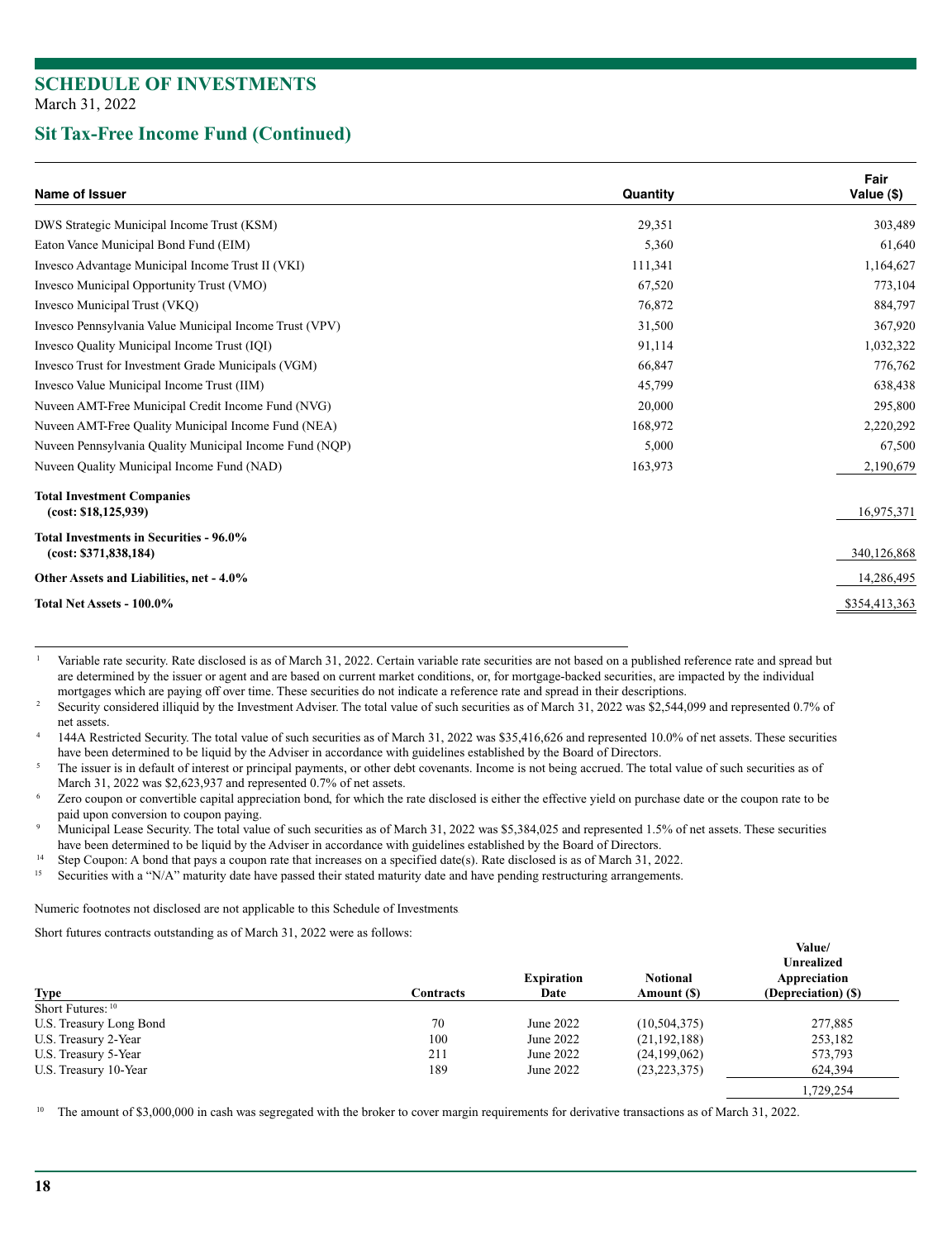# SCHEDULE OF INVESTMENTS

March 31, 2022

## Sit Tax-Free Income Fund (Continued)

| Name of Issuer | Quantity | Fair Value ($) |
|---|---|---|
| DWS Strategic Municipal Income Trust (KSM) | 29,351 | 303,489 |
| Eaton Vance Municipal Bond Fund (EIM) | 5,360 | 61,640 |
| Invesco Advantage Municipal Income Trust II (VKI) | 111,341 | 1,164,627 |
| Invesco Municipal Opportunity Trust (VMO) | 67,520 | 773,104 |
| Invesco Municipal Trust (VKQ) | 76,872 | 884,797 |
| Invesco Pennsylvania Value Municipal Income Trust (VPV) | 31,500 | 367,920 |
| Invesco Quality Municipal Income Trust (IQI) | 91,114 | 1,032,322 |
| Invesco Trust for Investment Grade Municipals (VGM) | 66,847 | 776,762 |
| Invesco Value Municipal Income Trust (IIM) | 45,799 | 638,438 |
| Nuveen AMT-Free Municipal Credit Income Fund (NVG) | 20,000 | 295,800 |
| Nuveen AMT-Free Quality Municipal Income Fund (NEA) | 168,972 | 2,220,292 |
| Nuveen Pennsylvania Quality Municipal Income Fund (NQP) | 5,000 | 67,500 |
| Nuveen Quality Municipal Income Fund (NAD) | 163,973 | 2,190,679 |
| **Total Investment Companies (cost: $18,125,939)** | | 16,975,371 |
| **Total Investments in Securities - 96.0% (cost: $371,838,184)** | | 340,126,868 |
| **Other Assets and Liabilities, net - 4.0%** | | 14,286,495 |
| **Total Net Assets - 100.0%** | | $354,413,363 |

[1] Variable rate security. Rate disclosed is as of March 31, 2022. Certain variable rate securities are not based on a published reference rate and spread but are determined by the issuer or agent and are based on current market conditions, or, for mortgage-backed securities, are impacted by the individual mortgages which are paying off over time. These securities do not indicate a reference rate and spread in their descriptions.

[2] Security considered illiquid by the Investment Adviser. The total value of such securities as of March 31, 2022 was $2,544,099 and represented 0.7% of net assets.

[4] 144A Restricted Security. The total value of such securities as of March 31, 2022 was $35,416,626 and represented 10.0% of net assets. These securities have been determined to be liquid by the Adviser in accordance with guidelines established by the Board of Directors.

[5] The issuer is in default of interest or principal payments, or other debt covenants. Income is not being accrued. The total value of such securities as of March 31, 2022 was $2,623,937 and represented 0.7% of net assets.

[6] Zero coupon or convertible capital appreciation bond, for which the rate disclosed is either the effective yield on purchase date or the coupon rate to be paid upon conversion to coupon paying.

[9] Municipal Lease Security. The total value of such securities as of March 31, 2022 was $5,384,025 and represented 1.5% of net assets. These securities have been determined to be liquid by the Adviser in accordance with guidelines established by the Board of Directors.

[14] Step Coupon: A bond that pays a coupon rate that increases on a specified date(s). Rate disclosed is as of March 31, 2022.

[15] Securities with a "N/A" maturity date have passed their stated maturity date and have pending restructuring arrangements.

Numeric footnotes not disclosed are not applicable to this Schedule of Investments

Short futures contracts outstanding as of March 31, 2022 were as follows:

| Type | Contracts | Expiration Date | Notional Amount ($) | Value/ Unrealized Appreciation (Depreciation) ($) |
|---|---|---|---|---|
| Short Futures: [10] | | | | |
| U.S. Treasury Long Bond | 70 | June 2022 | (10,504,375) | 277,885 |
| U.S. Treasury 2-Year | 100 | June 2022 | (21,192,188) | 253,182 |
| U.S. Treasury 5-Year | 211 | June 2022 | (24,199,062) | 573,793 |
| U.S. Treasury 10-Year | 189 | June 2022 | (23,223,375) | 624,394 |
| | | | | 1,729,254 |

[10] The amount of $3,000,000 in cash was segregated with the broker to cover margin requirements for derivative transactions as of March 31, 2022.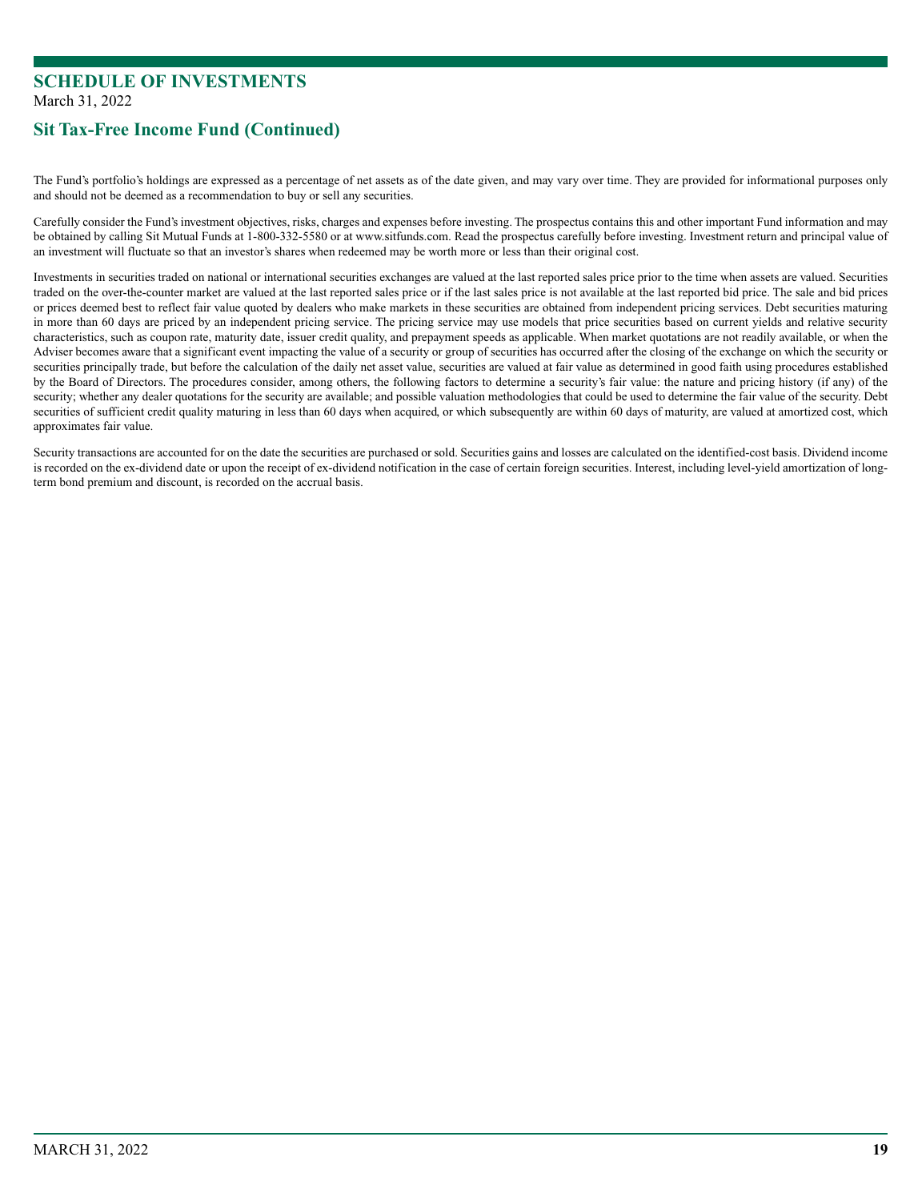# SCHEDULE OF INVESTMENTS

March 31, 2022

## Sit Tax-Free Income Fund (Continued)

The Fund's portfolio's holdings are expressed as a percentage of net assets as of the date given, and may vary over time. They are provided for informational purposes only and should not be deemed as a recommendation to buy or sell any securities.

Carefully consider the Fund's investment objectives, risks, charges and expenses before investing. The prospectus contains this and other important Fund information and may be obtained by calling Sit Mutual Funds at 1-800-332-5580 or at www.sitfunds.com. Read the prospectus carefully before investing. Investment return and principal value of an investment will fluctuate so that an investor's shares when redeemed may be worth more or less than their original cost.

Investments in securities traded on national or international securities exchanges are valued at the last reported sales price prior to the time when assets are valued. Securities traded on the over-the-counter market are valued at the last reported sales price or if the last sales price is not available at the last reported bid price. The sale and bid prices or prices deemed best to reflect fair value quoted by dealers who make markets in these securities are obtained from independent pricing services. Debt securities maturing in more than 60 days are priced by an independent pricing service. The pricing service may use models that price securities based on current yields and relative security characteristics, such as coupon rate, maturity date, issuer credit quality, and prepayment speeds as applicable. When market quotations are not readily available, or when the Adviser becomes aware that a significant event impacting the value of a security or group of securities has occurred after the closing of the exchange on which the security or securities principally trade, but before the calculation of the daily net asset value, securities are valued at fair value as determined in good faith using procedures established by the Board of Directors. The procedures consider, among others, the following factors to determine a security's fair value: the nature and pricing history (if any) of the security; whether any dealer quotations for the security are available; and possible valuation methodologies that could be used to determine the fair value of the security. Debt securities of sufficient credit quality maturing in less than 60 days when acquired, or which subsequently are within 60 days of maturity, are valued at amortized cost, which approximates fair value.

Security transactions are accounted for on the date the securities are purchased or sold. Securities gains and losses are calculated on the identified-cost basis. Dividend income is recorded on the ex-dividend date or upon the receipt of ex-dividend notification in the case of certain foreign securities. Interest, including level-yield amortization of long-term bond premium and discount, is recorded on the accrual basis.